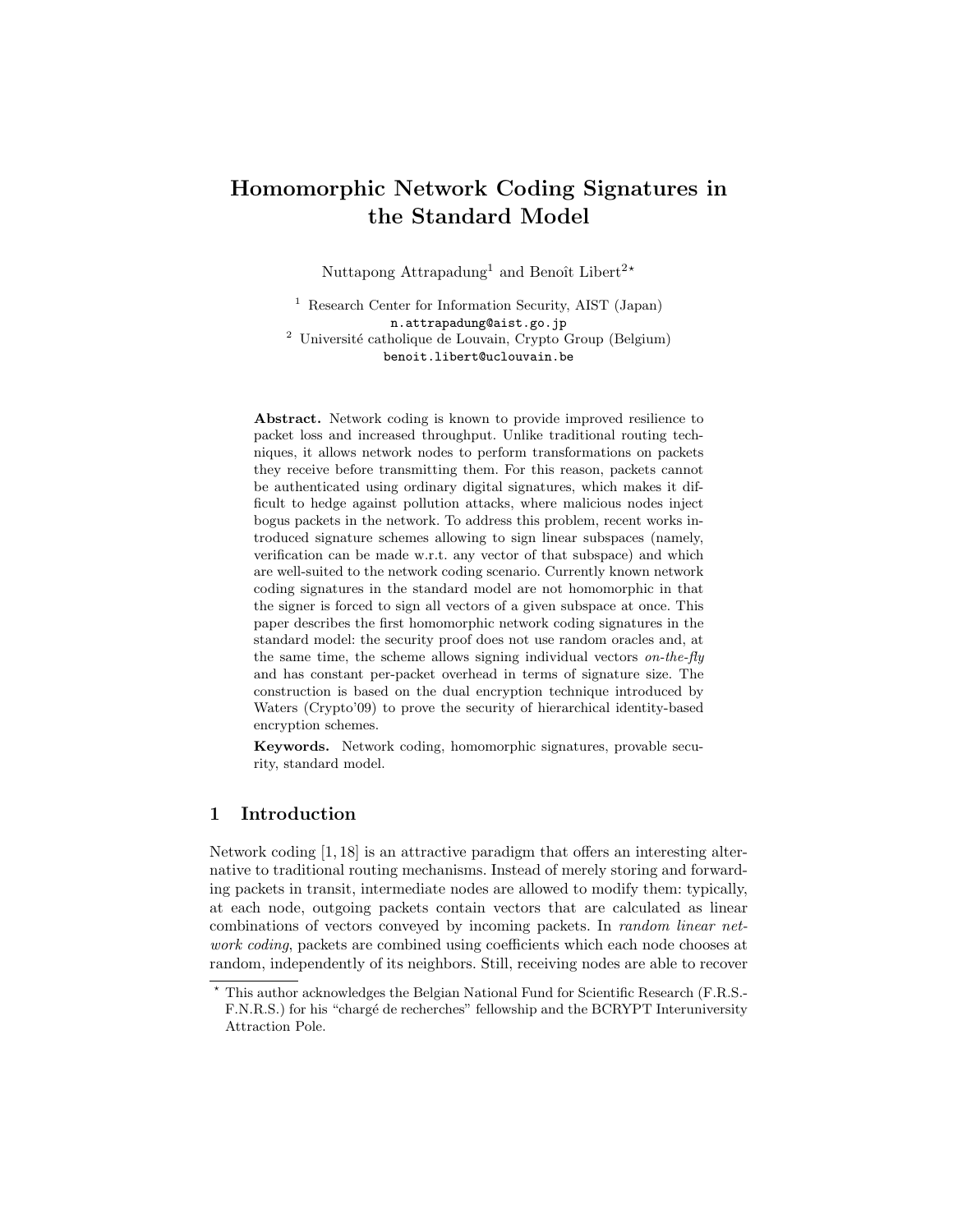# Homomorphic Network Coding Signatures in the Standard Model

Nuttapong Attrapadung[1] and Benoît Libert[2]*

[1] Research Center for Information Security, AIST (Japan)
n.attrapadung@aist.go.jp

[2] Université catholique de Louvain, Crypto Group (Belgium)
benoit.libert@uclouvain.be

**Abstract.** Network coding is known to provide improved resilience to packet loss and increased throughput. Unlike traditional routing techniques, it allows network nodes to perform transformations on packets they receive before transmitting them. For this reason, packets cannot be authenticated using ordinary digital signatures, which makes it difficult to hedge against pollution attacks, where malicious nodes inject bogus packets in the network. To address this problem, recent works introduced signature schemes allowing to sign linear subspaces (namely, verification can be made w.r.t. any vector of that subspace) and which are well-suited to the network coding scenario. Currently known network coding signatures in the standard model are not homomorphic in that the signer is forced to sign all vectors of a given subspace at once. This paper describes the first homomorphic network coding signatures in the standard model: the security proof does not use random oracles and, at the same time, the scheme allows signing individual vectors *on-the-fly* and has constant per-packet overhead in terms of signature size. The construction is based on the dual encryption technique introduced by Waters (Crypto'09) to prove the security of hierarchical identity-based encryption schemes.

**Keywords.** Network coding, homomorphic signatures, provable security, standard model.

## 1 Introduction

Network coding [1, 18] is an attractive paradigm that offers an interesting alternative to traditional routing mechanisms. Instead of merely storing and forwarding packets in transit, intermediate nodes are allowed to modify them: typically, at each node, outgoing packets contain vectors that are calculated as linear combinations of vectors conveyed by incoming packets. In *random linear network coding*, packets are combined using coefficients which each node chooses at random, independently of its neighbors. Still, receiving nodes are able to recover

* This author acknowledges the Belgian National Fund for Scientific Research (F.R.S.-F.N.R.S.) for his "chargé de recherches" fellowship and the BCRYPT Interuniversity Attraction Pole.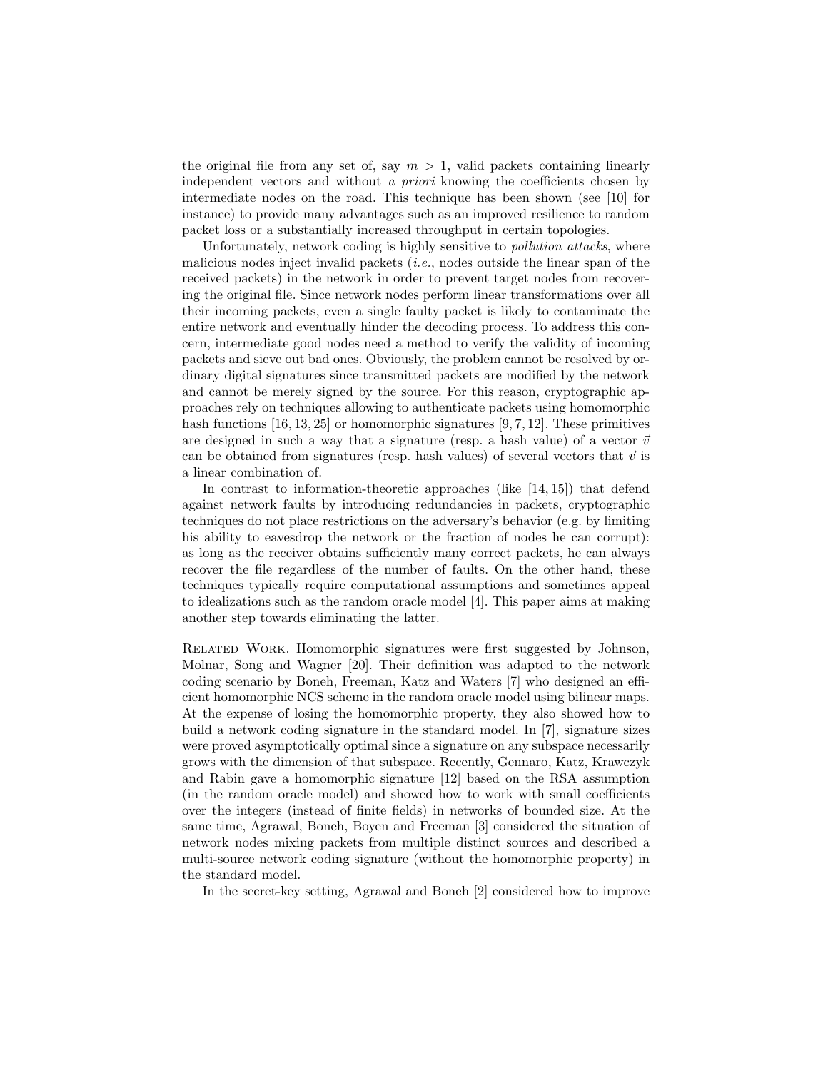the original file from any set of, say $m > 1$, valid packets containing linearly independent vectors and without *a priori* knowing the coefficients chosen by intermediate nodes on the road. This technique has been shown (see [10] for instance) to provide many advantages such as an improved resilience to random packet loss or a substantially increased throughput in certain topologies.

Unfortunately, network coding is highly sensitive to *pollution attacks*, where malicious nodes inject invalid packets (*i.e.*, nodes outside the linear span of the received packets) in the network in order to prevent target nodes from recovering the original file. Since network nodes perform linear transformations over all their incoming packets, even a single faulty packet is likely to contaminate the entire network and eventually hinder the decoding process. To address this concern, intermediate good nodes need a method to verify the validity of incoming packets and sieve out bad ones. Obviously, the problem cannot be resolved by ordinary digital signatures since transmitted packets are modified by the network and cannot be merely signed by the source. For this reason, cryptographic approaches rely on techniques allowing to authenticate packets using homomorphic hash functions [16, 13, 25] or homomorphic signatures [9, 7, 12]. These primitives are designed in such a way that a signature (resp. a hash value) of a vector $\vec{v}$ can be obtained from signatures (resp. hash values) of several vectors that $\vec{v}$ is a linear combination of.

In contrast to information-theoretic approaches (like [14, 15]) that defend against network faults by introducing redundancies in packets, cryptographic techniques do not place restrictions on the adversary's behavior (e.g. by limiting his ability to eavesdrop the network or the fraction of nodes he can corrupt): as long as the receiver obtains sufficiently many correct packets, he can always recover the file regardless of the number of faults. On the other hand, these techniques typically require computational assumptions and sometimes appeal to idealizations such as the random oracle model [4]. This paper aims at making another step towards eliminating the latter.

Related Work. Homomorphic signatures were first suggested by Johnson, Molnar, Song and Wagner [20]. Their definition was adapted to the network coding scenario by Boneh, Freeman, Katz and Waters [7] who designed an efficient homomorphic NCS scheme in the random oracle model using bilinear maps. At the expense of losing the homomorphic property, they also showed how to build a network coding signature in the standard model. In [7], signature sizes were proved asymptotically optimal since a signature on any subspace necessarily grows with the dimension of that subspace. Recently, Gennaro, Katz, Krawczyk and Rabin gave a homomorphic signature [12] based on the RSA assumption (in the random oracle model) and showed how to work with small coefficients over the integers (instead of finite fields) in networks of bounded size. At the same time, Agrawal, Boneh, Boyen and Freeman [3] considered the situation of network nodes mixing packets from multiple distinct sources and described a multi-source network coding signature (without the homomorphic property) in the standard model.

In the secret-key setting, Agrawal and Boneh [2] considered how to improve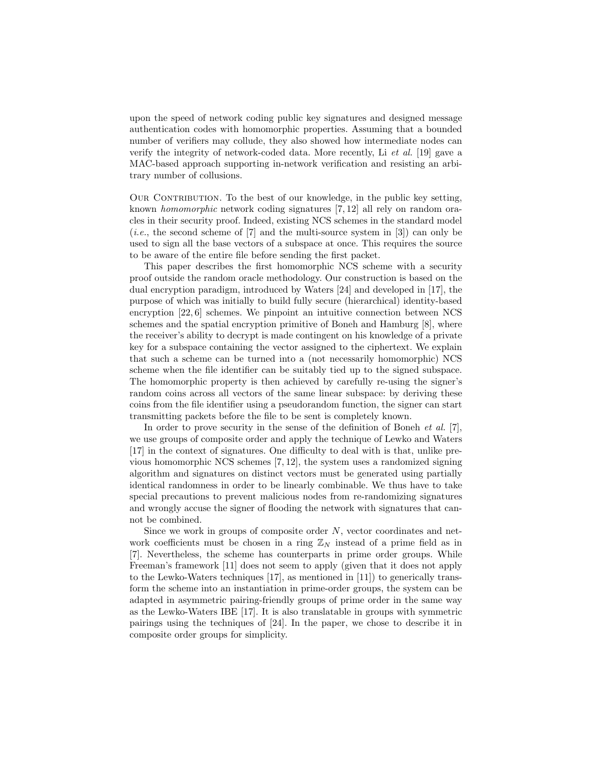upon the speed of network coding public key signatures and designed message authentication codes with homomorphic properties. Assuming that a bounded number of verifiers may collude, they also showed how intermediate nodes can verify the integrity of network-coded data. More recently, Li *et al.* [19] gave a MAC-based approach supporting in-network verification and resisting an arbitrary number of collusions.

Our Contribution. To the best of our knowledge, in the public key setting, known *homomorphic* network coding signatures [7, 12] all rely on random oracles in their security proof. Indeed, existing NCS schemes in the standard model (*i.e.*, the second scheme of [7] and the multi-source system in [3]) can only be used to sign all the base vectors of a subspace at once. This requires the source to be aware of the entire file before sending the first packet.

This paper describes the first homomorphic NCS scheme with a security proof outside the random oracle methodology. Our construction is based on the dual encryption paradigm, introduced by Waters [24] and developed in [17], the purpose of which was initially to build fully secure (hierarchical) identity-based encryption [22, 6] schemes. We pinpoint an intuitive connection between NCS schemes and the spatial encryption primitive of Boneh and Hamburg [8], where the receiver's ability to decrypt is made contingent on his knowledge of a private key for a subspace containing the vector assigned to the ciphertext. We explain that such a scheme can be turned into a (not necessarily homomorphic) NCS scheme when the file identifier can be suitably tied up to the signed subspace. The homomorphic property is then achieved by carefully re-using the signer's random coins across all vectors of the same linear subspace: by deriving these coins from the file identifier using a pseudorandom function, the signer can start transmitting packets before the file to be sent is completely known.

In order to prove security in the sense of the definition of Boneh *et al.* [7], we use groups of composite order and apply the technique of Lewko and Waters [17] in the context of signatures. One difficulty to deal with is that, unlike previous homomorphic NCS schemes [7, 12], the system uses a randomized signing algorithm and signatures on distinct vectors must be generated using partially identical randomness in order to be linearly combinable. We thus have to take special precautions to prevent malicious nodes from re-randomizing signatures and wrongly accuse the signer of flooding the network with signatures that cannot be combined.

Since we work in groups of composite order $N$, vector coordinates and network coefficients must be chosen in a ring $\mathbb{Z}_N$ instead of a prime field as in [7]. Nevertheless, the scheme has counterparts in prime order groups. While Freeman's framework [11] does not seem to apply (given that it does not apply to the Lewko-Waters techniques [17], as mentioned in [11]) to generically transform the scheme into an instantiation in prime-order groups, the system can be adapted in asymmetric pairing-friendly groups of prime order in the same way as the Lewko-Waters IBE [17]. It is also translatable in groups with symmetric pairings using the techniques of [24]. In the paper, we chose to describe it in composite order groups for simplicity.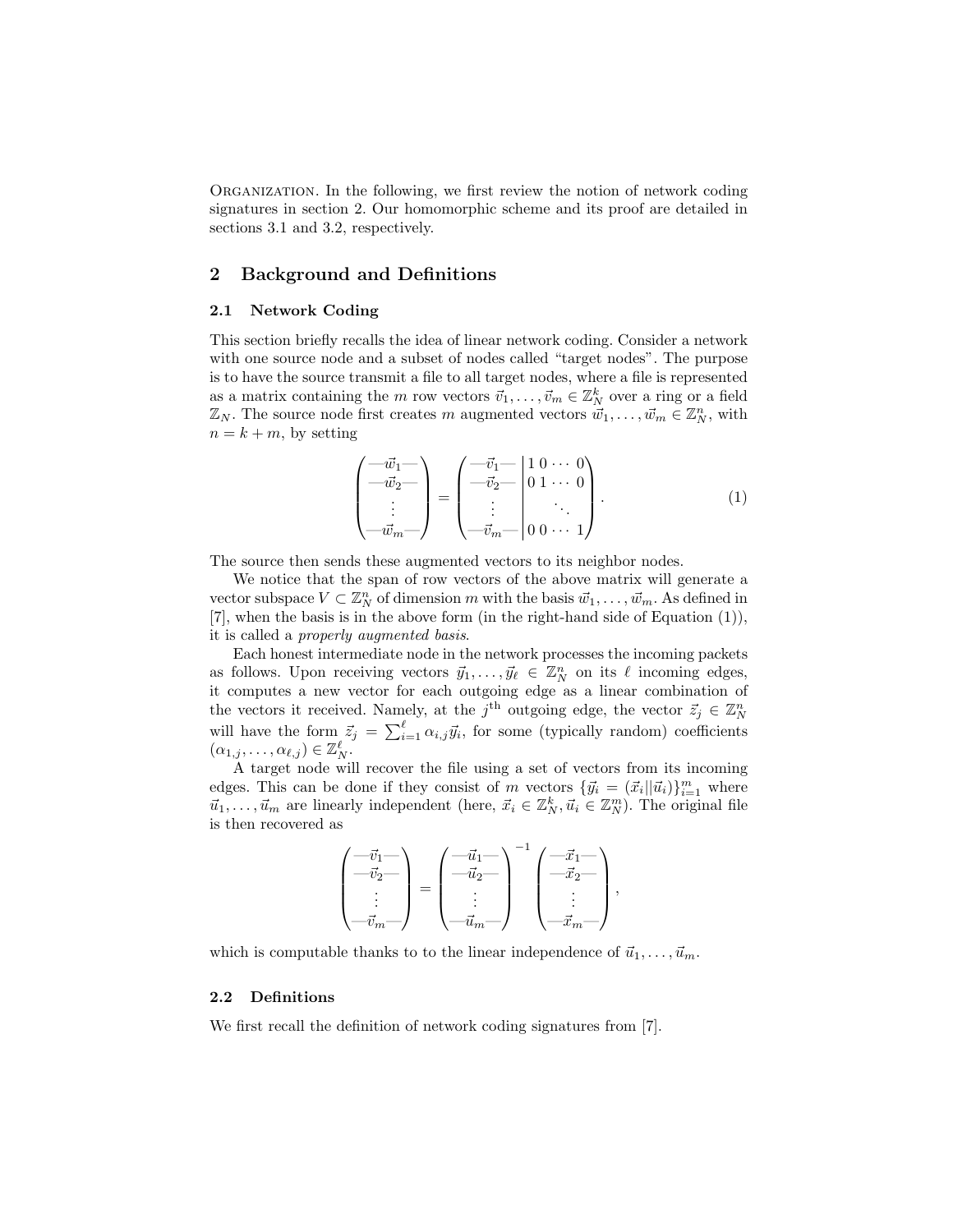Organization. In the following, we first review the notion of network coding signatures in section 2. Our homomorphic scheme and its proof are detailed in sections 3.1 and 3.2, respectively.

## 2 Background and Definitions

### 2.1 Network Coding

This section briefly recalls the idea of linear network coding. Consider a network with one source node and a subset of nodes called "target nodes". The purpose is to have the source transmit a file to all target nodes, where a file is represented as a matrix containing the $m$ row vectors $\vec{v}_1, \ldots, \vec{v}_m \in \mathbb{Z}_N^k$ over a ring or a field $\mathbb{Z}_N$. The source node first creates $m$ augmented vectors $\vec{w}_1, \ldots, \vec{w}_m \in \mathbb{Z}_N^n$, with $n = k + m$, by setting

$$\begin{pmatrix} —\vec{w}_1— \\ —\vec{w}_2— \\ \vdots \\ —\vec{w}_m— \end{pmatrix} = \left(\begin{array}{c|cccc} —\vec{v}_1— & 1 & 0 & \cdots & 0 \\ —\vec{v}_2— & 0 & 1 & \cdots & 0 \\ \vdots & & & \ddots & \\ —\vec{v}_m— & 0 & 0 & \cdots & 1 \end{array}\right). \tag{1}$$

The source then sends these augmented vectors to its neighbor nodes.

We notice that the span of row vectors of the above matrix will generate a vector subspace $V \subset \mathbb{Z}_N^n$ of dimension $m$ with the basis $\vec{w}_1, \ldots, \vec{w}_m$. As defined in [7], when the basis is in the above form (in the right-hand side of Equation (1)), it is called a *properly augmented basis*.

Each honest intermediate node in the network processes the incoming packets as follows. Upon receiving vectors $\vec{y}_1, \ldots, \vec{y}_\ell \in \mathbb{Z}_N^n$ on its $\ell$ incoming edges, it computes a new vector for each outgoing edge as a linear combination of the vectors it received. Namely, at the $j^{\text{th}}$ outgoing edge, the vector $\vec{z}_j \in \mathbb{Z}_N^n$ will have the form $\vec{z}_j = \sum_{i=1}^{\ell} \alpha_{i,j} \vec{y}_i$, for some (typically random) coefficients $(\alpha_{1,j}, \ldots, \alpha_{\ell,j}) \in \mathbb{Z}_N^\ell$.

A target node will recover the file using a set of vectors from its incoming edges. This can be done if they consist of $m$ vectors $\{\vec{y}_i = (\vec{x}_i || \vec{u}_i)\}_{i=1}^m$ where $\vec{u}_1, \ldots, \vec{u}_m$ are linearly independent (here, $\vec{x}_i \in \mathbb{Z}_N^k, \vec{u}_i \in \mathbb{Z}_N^m$). The original file is then recovered as

$$\begin{pmatrix} —\vec{v}_1— \\ —\vec{v}_2— \\ \vdots \\ —\vec{v}_m— \end{pmatrix} = \begin{pmatrix} —\vec{u}_1— \\ —\vec{u}_2— \\ \vdots \\ —\vec{u}_m— \end{pmatrix}^{-1} \begin{pmatrix} —\vec{x}_1— \\ —\vec{x}_2— \\ \vdots \\ —\vec{x}_m— \end{pmatrix},$$

which is computable thanks to to the linear independence of $\vec{u}_1, \ldots, \vec{u}_m$.

### 2.2 Definitions

We first recall the definition of network coding signatures from [7].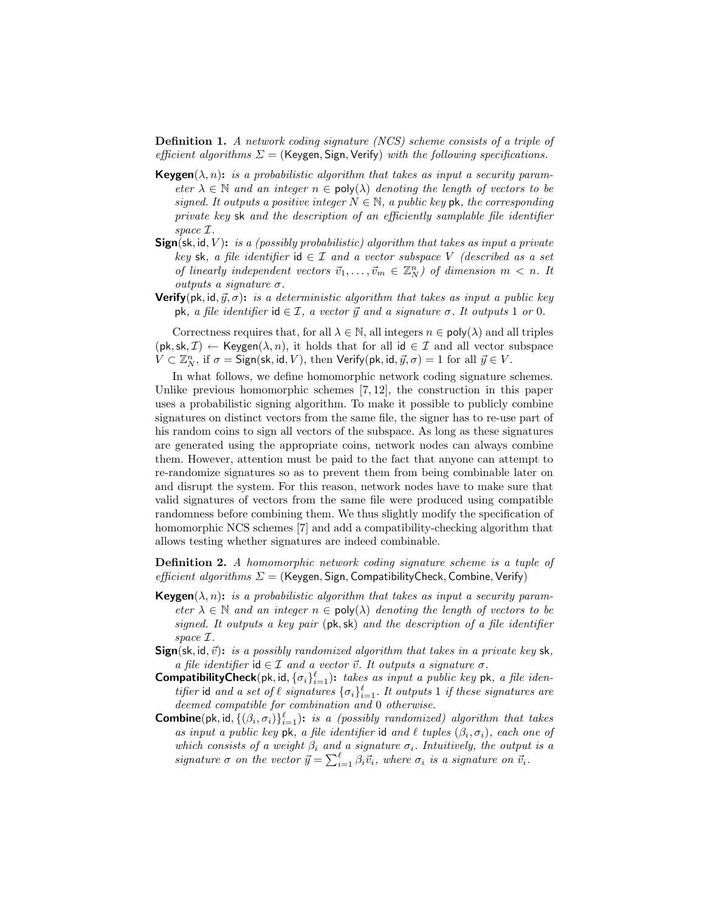**Definition 1.** *A network coding signature (NCS) scheme consists of a triple of efficient algorithms $\Sigma = (\mathsf{Keygen}, \mathsf{Sign}, \mathsf{Verify})$ with the following specifications.*

- **Keygen**$(\lambda, n)$**:** *is a probabilistic algorithm that takes as input a security parameter $\lambda \in \mathbb{N}$ and an integer $n \in \mathsf{poly}(\lambda)$ denoting the length of vectors to be signed. It outputs a positive integer $N \in \mathbb{N}$, a public key $\mathsf{pk}$, the corresponding private key $\mathsf{sk}$ and the description of an efficiently samplable file identifier space $\mathcal{I}$.*
- **Sign**$(\mathsf{sk}, \mathsf{id}, V)$**:** *is a (possibly probabilistic) algorithm that takes as input a private key $\mathsf{sk}$, a file identifier $\mathsf{id} \in \mathcal{I}$ and a vector subspace $V$ (described as a set of linearly independent vectors $\vec{v}_1, \ldots, \vec{v}_m \in \mathbb{Z}_N^n$) of dimension $m < n$. It outputs a signature $\sigma$.*
- **Verify**$(\mathsf{pk}, \mathsf{id}, \vec{y}, \sigma)$**:** *is a deterministic algorithm that takes as input a public key $\mathsf{pk}$, a file identifier $\mathsf{id} \in \mathcal{I}$, a vector $\vec{y}$ and a signature $\sigma$. It outputs 1 or 0.*

Correctness requires that, for all $\lambda \in \mathbb{N}$, all integers $n \in \mathsf{poly}(\lambda)$ and all triples $(\mathsf{pk}, \mathsf{sk}, \mathcal{I}) \leftarrow \mathsf{Keygen}(\lambda, n)$, it holds that for all $\mathsf{id} \in \mathcal{I}$ and all vector subspace $V \subset \mathbb{Z}_N^n$, if $\sigma = \mathsf{Sign}(\mathsf{sk}, \mathsf{id}, V)$, then $\mathsf{Verify}(\mathsf{pk}, \mathsf{id}, \vec{y}, \sigma) = 1$ for all $\vec{y} \in V$.

In what follows, we define homomorphic network coding signature schemes. Unlike previous homomorphic schemes [7, 12], the construction in this paper uses a probabilistic signing algorithm. To make it possible to publicly combine signatures on distinct vectors from the same file, the signer has to re-use part of his random coins to sign all vectors of the subspace. As long as these signatures are generated using the appropriate coins, network nodes can always combine them. However, attention must be paid to the fact that anyone can attempt to re-randomize signatures so as to prevent them from being combinable later on and disrupt the system. For this reason, network nodes have to make sure that valid signatures of vectors from the same file were produced using compatible randomness before combining them. We thus slightly modify the specification of homomorphic NCS schemes [7] and add a compatibility-checking algorithm that allows testing whether signatures are indeed combinable.

**Definition 2.** *A homomorphic network coding signature scheme is a tuple of efficient algorithms $\Sigma = (\mathsf{Keygen}, \mathsf{Sign}, \mathsf{CompatibilityCheck}, \mathsf{Combine}, \mathsf{Verify})$*

- **Keygen**$(\lambda, n)$**:** *is a probabilistic algorithm that takes as input a security parameter $\lambda \in \mathbb{N}$ and an integer $n \in \mathsf{poly}(\lambda)$ denoting the length of vectors to be signed. It outputs a key pair $(\mathsf{pk}, \mathsf{sk})$ and the description of a file identifier space $\mathcal{I}$.*
- **Sign**$(\mathsf{sk}, \mathsf{id}, \vec{v})$**:** *is a possibly randomized algorithm that takes in a private key $\mathsf{sk}$, a file identifier $\mathsf{id} \in \mathcal{I}$ and a vector $\vec{v}$. It outputs a signature $\sigma$.*
- **CompatibilityCheck**$(\mathsf{pk}, \mathsf{id}, \{\sigma_i\}_{i=1}^{\ell})$**:** *takes as input a public key $\mathsf{pk}$, a file identifier $\mathsf{id}$ and a set of $\ell$ signatures $\{\sigma_i\}_{i=1}^{\ell}$. It outputs 1 if these signatures are deemed compatible for combination and 0 otherwise.*
- **Combine**$(\mathsf{pk}, \mathsf{id}, \{(\beta_i, \sigma_i)\}_{i=1}^{\ell})$**:** *is a (possibly randomized) algorithm that takes as input a public key $\mathsf{pk}$, a file identifier $\mathsf{id}$ and $\ell$ tuples $(\beta_i, \sigma_i)$, each one of which consists of a weight $\beta_i$ and a signature $\sigma_i$. Intuitively, the output is a signature $\sigma$ on the vector $\vec{y} = \sum_{i=1}^{\ell} \beta_i \vec{v}_i$, where $\sigma_i$ is a signature on $\vec{v}_i$.*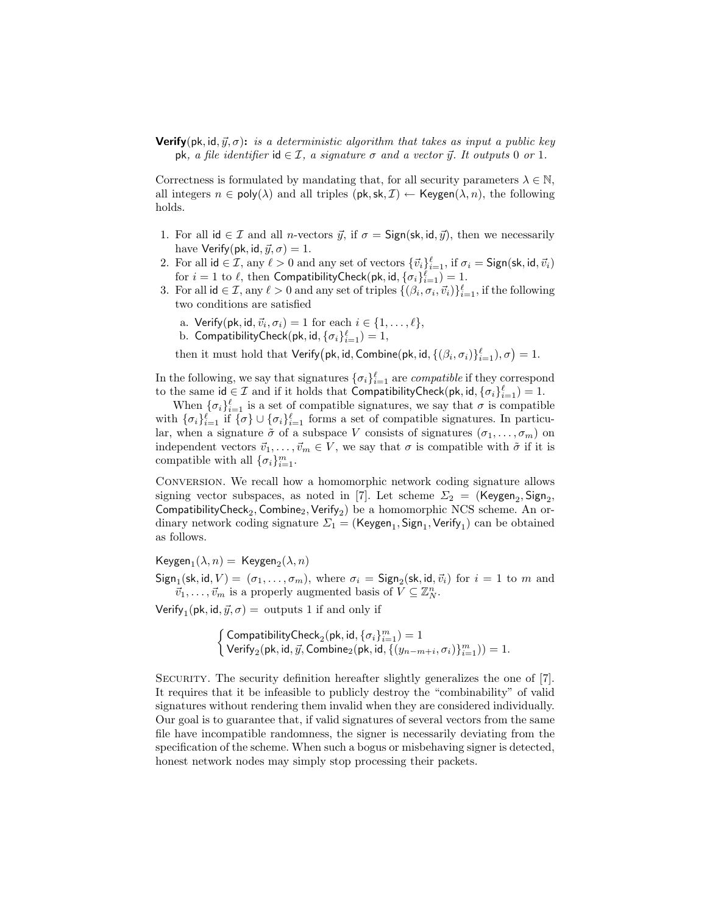**Verify**($\mathsf{pk}, \mathsf{id}, \vec{y}, \sigma$)**:** *is a deterministic algorithm that takes as input a public key* $\mathsf{pk}$*, a file identifier* $\mathsf{id} \in \mathcal{I}$*, a signature* $\sigma$ *and a vector* $\vec{y}$*. It outputs* 0 *or* 1*.*

Correctness is formulated by mandating that, for all security parameters $\lambda \in \mathbb{N}$, all integers $n \in \mathsf{poly}(\lambda)$ and all triples $(\mathsf{pk}, \mathsf{sk}, \mathcal{I}) \leftarrow \mathsf{Keygen}(\lambda, n)$, the following holds.

1. For all $\mathsf{id} \in \mathcal{I}$ and all $n$-vectors $\vec{y}$, if $\sigma = \mathsf{Sign}(\mathsf{sk}, \mathsf{id}, \vec{y})$, then we necessarily have $\mathsf{Verify}(\mathsf{pk}, \mathsf{id}, \vec{y}, \sigma) = 1$.
2. For all $\mathsf{id} \in \mathcal{I}$, any $\ell > 0$ and any set of vectors $\{\vec{v}_i\}_{i=1}^{\ell}$, if $\sigma_i = \mathsf{Sign}(\mathsf{sk}, \mathsf{id}, \vec{v}_i)$ for $i = 1$ to $\ell$, then $\mathsf{CompatibilityCheck}(\mathsf{pk}, \mathsf{id}, \{\sigma_i\}_{i=1}^{\ell}) = 1$.
3. For all $\mathsf{id} \in \mathcal{I}$, any $\ell > 0$ and any set of triples $\{(\beta_i, \sigma_i, \vec{v}_i)\}_{i=1}^{\ell}$, if the following two conditions are satisfied
   a. $\mathsf{Verify}(\mathsf{pk}, \mathsf{id}, \vec{v}_i, \sigma_i) = 1$ for each $i \in \{1, \ldots, \ell\}$,
   b. $\mathsf{CompatibilityCheck}(\mathsf{pk}, \mathsf{id}, \{\sigma_i\}_{i=1}^{\ell}) = 1$,

   then it must hold that $\mathsf{Verify}\big(\mathsf{pk}, \mathsf{id}, \mathsf{Combine}(\mathsf{pk}, \mathsf{id}, \{(\beta_i, \sigma_i)\}_{i=1}^{\ell}), \sigma\big) = 1$.

In the following, we say that signatures $\{\sigma_i\}_{i=1}^{\ell}$ are *compatible* if they correspond to the same $\mathsf{id} \in \mathcal{I}$ and if it holds that $\mathsf{CompatibilityCheck}(\mathsf{pk}, \mathsf{id}, \{\sigma_i\}_{i=1}^{\ell}) = 1$.

When $\{\sigma_i\}_{i=1}^{\ell}$ is a set of compatible signatures, we say that $\sigma$ is compatible with $\{\sigma_i\}_{i=1}^{\ell}$ if $\{\sigma\} \cup \{\sigma_i\}_{i=1}^{\ell}$ forms a set of compatible signatures. In particular, when a signature $\tilde{\sigma}$ of a subspace $V$ consists of signatures $(\sigma_1, \ldots, \sigma_m)$ on independent vectors $\vec{v}_1, \ldots, \vec{v}_m \in V$, we say that $\sigma$ is compatible with $\tilde{\sigma}$ if it is compatible with all $\{\sigma_i\}_{i=1}^{m}$.

Conversion. We recall how a homomorphic network coding signature allows signing vector subspaces, as noted in [7]. Let scheme $\Sigma_2 = (\mathsf{Keygen}_2, \mathsf{Sign}_2, \mathsf{CompatibilityCheck}_2, \mathsf{Combine}_2, \mathsf{Verify}_2)$ be a homomorphic NCS scheme. An ordinary network coding signature $\Sigma_1 = (\mathsf{Keygen}_1, \mathsf{Sign}_1, \mathsf{Verify}_1)$ can be obtained as follows.

$\mathsf{Keygen}_1(\lambda, n) =$ $\mathsf{Keygen}_2(\lambda, n)$

$\mathsf{Sign}_1(\mathsf{sk}, \mathsf{id}, V) =$ $(\sigma_1, \ldots, \sigma_m)$, where $\sigma_i = \mathsf{Sign}_2(\mathsf{sk}, \mathsf{id}, \vec{v}_i)$ for $i = 1$ to $m$ and $\vec{v}_1, \ldots, \vec{v}_m$ is a properly augmented basis of $V \subseteq \mathbb{Z}_N^n$.

$\mathsf{Verify}_1(\mathsf{pk}, \mathsf{id}, \vec{y}, \sigma) =$ outputs 1 if and only if

$$\begin{cases} \mathsf{CompatibilityCheck}_2(\mathsf{pk}, \mathsf{id}, \{\sigma_i\}_{i=1}^{m}) = 1 \\ \mathsf{Verify}_2(\mathsf{pk}, \mathsf{id}, \vec{y}, \mathsf{Combine}_2(\mathsf{pk}, \mathsf{id}, \{(y_{n-m+i}, \sigma_i)\}_{i=1}^{m})) = 1. \end{cases}$$

Security. The security definition hereafter slightly generalizes the one of [7]. It requires that it be infeasible to publicly destroy the "combinability" of valid signatures without rendering them invalid when they are considered individually. Our goal is to guarantee that, if valid signatures of several vectors from the same file have incompatible randomness, the signer is necessarily deviating from the specification of the scheme. When such a bogus or misbehaving signer is detected, honest network nodes may simply stop processing their packets.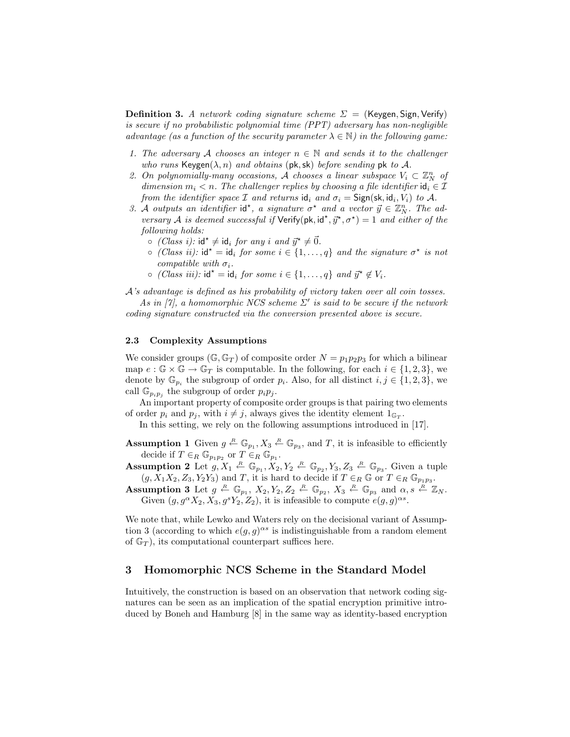**Definition 3.** *A network coding signature scheme $\Sigma = (\mathsf{Keygen}, \mathsf{Sign}, \mathsf{Verify})$ is secure if no probabilistic polynomial time (PPT) adversary has non-negligible advantage (as a function of the security parameter $\lambda \in \mathbb{N}$) in the following game:*

1. *The adversary $\mathcal{A}$ chooses an integer $n \in \mathbb{N}$ and sends it to the challenger who runs $\mathsf{Keygen}(\lambda, n)$ and obtains $(\mathsf{pk}, \mathsf{sk})$ before sending $\mathsf{pk}$ to $\mathcal{A}$.*
2. *On polynomially-many occasions, $\mathcal{A}$ chooses a linear subspace $V_i \subset \mathbb{Z}_N^n$ of dimension $m_i < n$. The challenger replies by choosing a file identifier $\mathsf{id}_i \in \mathcal{I}$ from the identifier space $\mathcal{I}$ and returns $\mathsf{id}_i$ and $\sigma_i = \mathsf{Sign}(\mathsf{sk}, \mathsf{id}_i, V_i)$ to $\mathcal{A}$.*
3. *$\mathcal{A}$ outputs an identifier $\mathsf{id}^\star$, a signature $\sigma^\star$ and a vector $\vec{y} \in \mathbb{Z}_N^n$. The adversary $\mathcal{A}$ is deemed successful if $\mathsf{Verify}(\mathsf{pk}, \mathsf{id}^\star, \vec{y}^\star, \sigma^\star) = 1$ and either of the following holds:*
   - *(Class i): $\mathsf{id}^\star \neq \mathsf{id}_i$ for any $i$ and $\vec{y}^\star \neq \vec{0}$.*
   - *(Class ii): $\mathsf{id}^\star = \mathsf{id}_i$ for some $i \in \{1, \ldots, q\}$ and the signature $\sigma^\star$ is not compatible with $\sigma_i$.*
   - *(Class iii): $\mathsf{id}^\star = \mathsf{id}_i$ for some $i \in \{1, \ldots, q\}$ and $\vec{y}^\star \notin V_i$.*

*$\mathcal{A}$'s advantage is defined as his probability of victory taken over all coin tosses.*

*As in [7], a homomorphic NCS scheme $\Sigma'$ is said to be secure if the network coding signature constructed via the conversion presented above is secure.*

### 2.3 Complexity Assumptions

We consider groups $(\mathbb{G}, \mathbb{G}_T)$ of composite order $N = p_1 p_2 p_3$ for which a bilinear map $e : \mathbb{G} \times \mathbb{G} \to \mathbb{G}_T$ is computable. In the following, for each $i \in \{1, 2, 3\}$, we denote by $\mathbb{G}_{p_i}$ the subgroup of order $p_i$. Also, for all distinct $i, j \in \{1, 2, 3\}$, we call $\mathbb{G}_{p_i p_j}$ the subgroup of order $p_i p_j$.

An important property of composite order groups is that pairing two elements of order $p_i$ and $p_j$, with $i \neq j$, always gives the identity element $1_{\mathbb{G}_T}$.

In this setting, we rely on the following assumptions introduced in [17].

**Assumption 1** Given $g \overset{R}{\leftarrow} \mathbb{G}_{p_1}, X_3 \overset{R}{\leftarrow} \mathbb{G}_{p_3}$, and $T$, it is infeasible to efficiently decide if $T \in_R \mathbb{G}_{p_1 p_2}$ or $T \in_R \mathbb{G}_{p_1}$.

**Assumption 2** Let $g, X_1 \overset{R}{\leftarrow} \mathbb{G}_{p_1}, X_2, Y_2 \overset{R}{\leftarrow} \mathbb{G}_{p_2}, Y_3, Z_3 \overset{R}{\leftarrow} \mathbb{G}_{p_3}$. Given a tuple $(g, X_1 X_2, Z_3, Y_2 Y_3)$ and $T$, it is hard to decide if $T \in_R \mathbb{G}$ or $T \in_R \mathbb{G}_{p_1 p_3}$.

**Assumption 3** Let $g \overset{R}{\leftarrow} \mathbb{G}_{p_1},\ X_2, Y_2, Z_2 \overset{R}{\leftarrow} \mathbb{G}_{p_2},\ X_3 \overset{R}{\leftarrow} \mathbb{G}_{p_3}$ and $\alpha, s \overset{R}{\leftarrow} \mathbb{Z}_N$. Given $(g, g^\alpha X_2, X_3, g^s Y_2, Z_2)$, it is infeasible to compute $e(g, g)^{\alpha s}$.

We note that, while Lewko and Waters rely on the decisional variant of Assumption 3 (according to which $e(g, g)^{\alpha s}$ is indistinguishable from a random element of $\mathbb{G}_T$), its computational counterpart suffices here.

## 3 Homomorphic NCS Scheme in the Standard Model

Intuitively, the construction is based on an observation that network coding signatures can be seen as an implication of the spatial encryption primitive introduced by Boneh and Hamburg [8] in the same way as identity-based encryption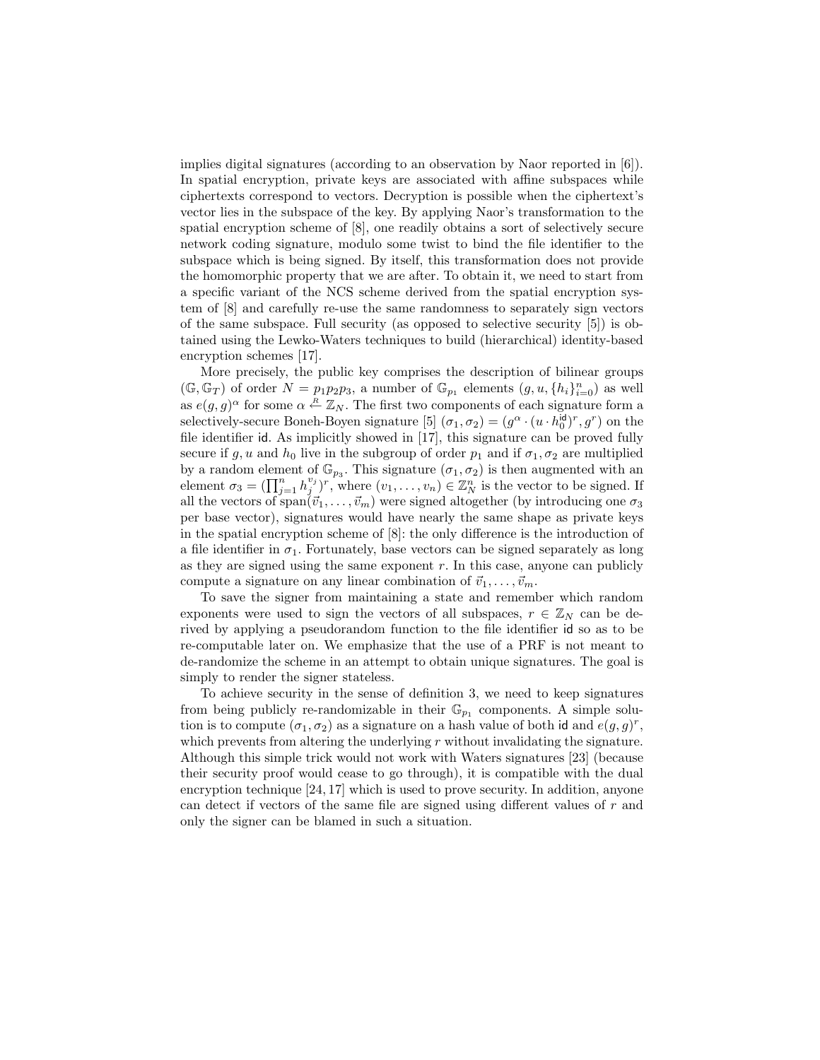implies digital signatures (according to an observation by Naor reported in [6]). In spatial encryption, private keys are associated with affine subspaces while ciphertexts correspond to vectors. Decryption is possible when the ciphertext's vector lies in the subspace of the key. By applying Naor's transformation to the spatial encryption scheme of [8], one readily obtains a sort of selectively secure network coding signature, modulo some twist to bind the file identifier to the subspace which is being signed. By itself, this transformation does not provide the homomorphic property that we are after. To obtain it, we need to start from a specific variant of the NCS scheme derived from the spatial encryption system of [8] and carefully re-use the same randomness to separately sign vectors of the same subspace. Full security (as opposed to selective security [5]) is obtained using the Lewko-Waters techniques to build (hierarchical) identity-based encryption schemes [17].

More precisely, the public key comprises the description of bilinear groups $(\mathbb{G}, \mathbb{G}_T)$ of order $N = p_1p_2p_3$, a number of $\mathbb{G}_{p_1}$ elements $(g, u, \{h_i\}_{i=0}^n)$ as well as $e(g,g)^\alpha$ for some $\alpha \stackrel{R}{\leftarrow} \mathbb{Z}_N$. The first two components of each signature form a selectively-secure Boneh-Boyen signature [5] $(\sigma_1, \sigma_2) = (g^\alpha \cdot (u \cdot h_0^{\mathsf{id}})^r, g^r)$ on the file identifier $\mathsf{id}$. As implicitly showed in [17], this signature can be proved fully secure if $g, u$ and $h_0$ live in the subgroup of order $p_1$ and if $\sigma_1, \sigma_2$ are multiplied by a random element of $\mathbb{G}_{p_3}$. This signature $(\sigma_1, \sigma_2)$ is then augmented with an element $\sigma_3 = (\prod_{j=1}^n h_j^{v_j})^r$, where $(v_1, \ldots, v_n) \in \mathbb{Z}_N^n$ is the vector to be signed. If all the vectors of $\mathrm{span}(\vec{v}_1, \ldots, \vec{v}_m)$ were signed altogether (by introducing one $\sigma_3$ per base vector), signatures would have nearly the same shape as private keys in the spatial encryption scheme of [8]: the only difference is the introduction of a file identifier in $\sigma_1$. Fortunately, base vectors can be signed separately as long as they are signed using the same exponent $r$. In this case, anyone can publicly compute a signature on any linear combination of $\vec{v}_1, \ldots, \vec{v}_m$.

To save the signer from maintaining a state and remember which random exponents were used to sign the vectors of all subspaces, $r \in \mathbb{Z}_N$ can be derived by applying a pseudorandom function to the file identifier $\mathsf{id}$ so as to be re-computable later on. We emphasize that the use of a PRF is not meant to de-randomize the scheme in an attempt to obtain unique signatures. The goal is simply to render the signer stateless.

To achieve security in the sense of definition 3, we need to keep signatures from being publicly re-randomizable in their $\mathbb{G}_{p_1}$ components. A simple solution is to compute $(\sigma_1, \sigma_2)$ as a signature on a hash value of both $\mathsf{id}$ and $e(g,g)^r$, which prevents from altering the underlying $r$ without invalidating the signature. Although this simple trick would not work with Waters signatures [23] (because their security proof would cease to go through), it is compatible with the dual encryption technique [24, 17] which is used to prove security. In addition, anyone can detect if vectors of the same file are signed using different values of $r$ and only the signer can be blamed in such a situation.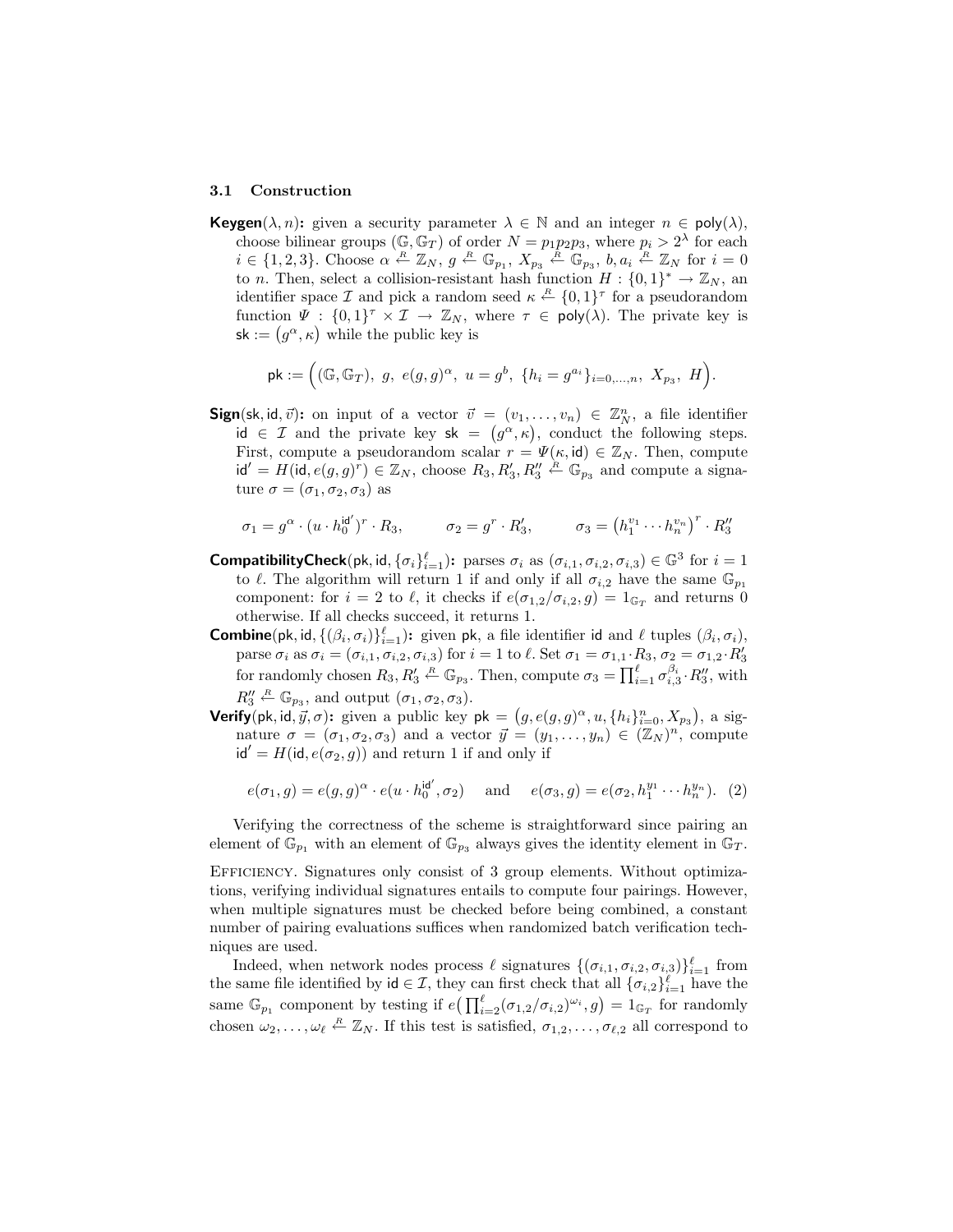### 3.1 Construction

**Keygen**$(\lambda, n)$**:** given a security parameter $\lambda \in \mathbb{N}$ and an integer $n \in \mathsf{poly}(\lambda)$, choose bilinear groups $(\mathbb{G}, \mathbb{G}_T)$ of order $N = p_1 p_2 p_3$, where $p_i > 2^\lambda$ for each $i \in \{1, 2, 3\}$. Choose $\alpha \xleftarrow{R} \mathbb{Z}_N$, $g \xleftarrow{R} \mathbb{G}_{p_1}$, $X_{p_3} \xleftarrow{R} \mathbb{G}_{p_3}$, $b, a_i \xleftarrow{R} \mathbb{Z}_N$ for $i = 0$ to $n$. Then, select a collision-resistant hash function $H : \{0,1\}^* \rightarrow \mathbb{Z}_N$, an identifier space $\mathcal{I}$ and pick a random seed $\kappa \xleftarrow{R} \{0,1\}^\tau$ for a pseudorandom function $\Psi : \{0,1\}^\tau \times \mathcal{I} \rightarrow \mathbb{Z}_N$, where $\tau \in \mathsf{poly}(\lambda)$. The private key is $\mathsf{sk} := (g^\alpha, \kappa)$ while the public key is

$$\mathsf{pk} := \Big( (\mathbb{G}, \mathbb{G}_T),\ g,\ e(g,g)^\alpha,\ u = g^b,\ \{h_i = g^{a_i}\}_{i=0,\ldots,n},\ X_{p_3},\ H \Big).$$

**Sign**$(\mathsf{sk}, \mathsf{id}, \vec{v})$**:** on input of a vector $\vec{v} = (v_1, \ldots, v_n) \in \mathbb{Z}_N^n$, a file identifier $\mathsf{id} \in \mathcal{I}$ and the private key $\mathsf{sk} = (g^\alpha, \kappa)$, conduct the following steps. First, compute a pseudorandom scalar $r = \Psi(\kappa, \mathsf{id}) \in \mathbb{Z}_N$. Then, compute $\mathsf{id}' = H(\mathsf{id}, e(g,g)^r) \in \mathbb{Z}_N$, choose $R_3, R_3', R_3'' \xleftarrow{R} \mathbb{G}_{p_3}$ and compute a signature $\sigma = (\sigma_1, \sigma_2, \sigma_3)$ as

$$\sigma_1 = g^\alpha \cdot (u \cdot h_0^{\mathsf{id}'})^r \cdot R_3, \qquad \sigma_2 = g^r \cdot R_3', \qquad \sigma_3 = \big(h_1^{v_1} \cdots h_n^{v_n}\big)^r \cdot R_3''$$

**CompatibilityCheck**$(\mathsf{pk}, \mathsf{id}, \{\sigma_i\}_{i=1}^{\ell})$**:** parses $\sigma_i$ as $(\sigma_{i,1}, \sigma_{i,2}, \sigma_{i,3}) \in \mathbb{G}^3$ for $i = 1$ to $\ell$. The algorithm will return 1 if and only if all $\sigma_{i,2}$ have the same $\mathbb{G}_{p_1}$ component: for $i = 2$ to $\ell$, it checks if $e(\sigma_{1,2}/\sigma_{i,2}, g) = 1_{\mathbb{G}_T}$ and returns 0 otherwise. If all checks succeed, it returns 1.

**Combine**$(\mathsf{pk}, \mathsf{id}, \{(\beta_i, \sigma_i)\}_{i=1}^{\ell})$**:** given $\mathsf{pk}$, a file identifier $\mathsf{id}$ and $\ell$ tuples $(\beta_i, \sigma_i)$, parse $\sigma_i$ as $\sigma_i = (\sigma_{i,1}, \sigma_{i,2}, \sigma_{i,3})$ for $i = 1$ to $\ell$. Set $\sigma_1 = \sigma_{1,1} \cdot R_3$, $\sigma_2 = \sigma_{1,2} \cdot R_3'$ for randomly chosen $R_3, R_3' \xleftarrow{R} \mathbb{G}_{p_3}$. Then, compute $\sigma_3 = \prod_{i=1}^{\ell} \sigma_{i,3}^{\beta_i} \cdot R_3''$, with $R_3'' \xleftarrow{R} \mathbb{G}_{p_3}$, and output $(\sigma_1, \sigma_2, \sigma_3)$.

**Verify**$(\mathsf{pk}, \mathsf{id}, \vec{y}, \sigma)$**:** given a public key $\mathsf{pk} = \big(g, e(g,g)^\alpha, u, \{h_i\}_{i=0}^n, X_{p_3}\big)$, a signature $\sigma = (\sigma_1, \sigma_2, \sigma_3)$ and a vector $\vec{y} = (y_1, \ldots, y_n) \in (\mathbb{Z}_N)^n$, compute $\mathsf{id}' = H(\mathsf{id}, e(\sigma_2, g))$ and return 1 if and only if

$$e(\sigma_1, g) = e(g,g)^\alpha \cdot e(u \cdot h_0^{\mathsf{id}'}, \sigma_2) \quad \text{ and } \quad e(\sigma_3, g) = e(\sigma_2, h_1^{y_1} \cdots h_n^{y_n}). \quad (2)$$

Verifying the correctness of the scheme is straightforward since pairing an element of $\mathbb{G}_{p_1}$ with an element of $\mathbb{G}_{p_3}$ always gives the identity element in $\mathbb{G}_T$.

Efficiency. Signatures only consist of 3 group elements. Without optimizations, verifying individual signatures entails to compute four pairings. However, when multiple signatures must be checked before being combined, a constant number of pairing evaluations suffices when randomized batch verification techniques are used.

Indeed, when network nodes process $\ell$ signatures $\{(\sigma_{i,1}, \sigma_{i,2}, \sigma_{i,3})\}_{i=1}^{\ell}$ from the same file identified by $\mathsf{id} \in \mathcal{I}$, they can first check that all $\{\sigma_{i,2}\}_{i=1}^{\ell}$ have the same $\mathbb{G}_{p_1}$ component by testing if $e\big(\prod_{i=2}^{\ell} (\sigma_{1,2}/\sigma_{i,2})^{\omega_i}, g\big) = 1_{\mathbb{G}_T}$ for randomly chosen $\omega_2, \ldots, \omega_\ell \xleftarrow{R} \mathbb{Z}_N$. If this test is satisfied, $\sigma_{1,2}, \ldots, \sigma_{\ell,2}$ all correspond to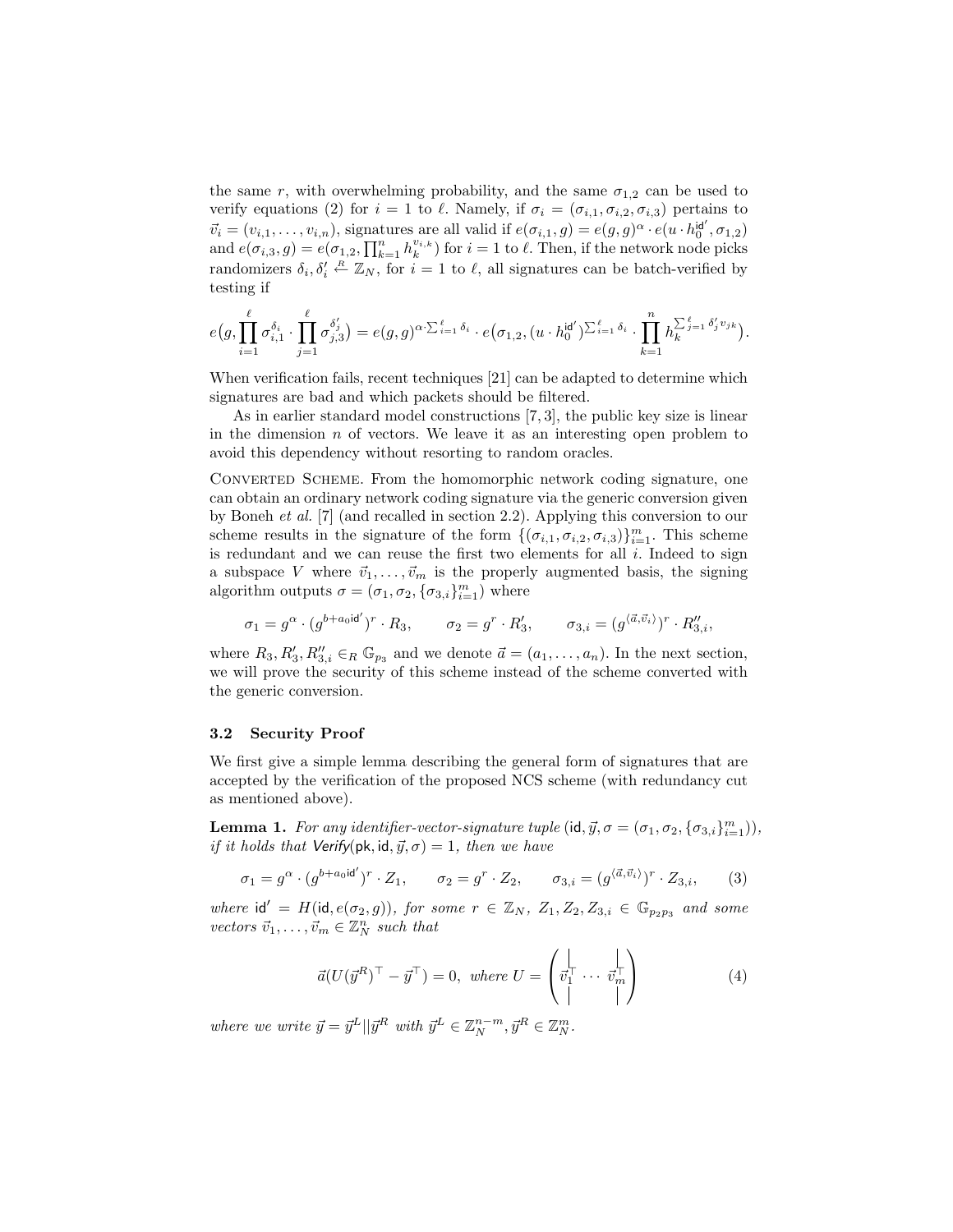the same $r$, with overwhelming probability, and the same $\sigma_{1,2}$ can be used to verify equations (2) for $i = 1$ to $\ell$. Namely, if $\sigma_i = (\sigma_{i,1}, \sigma_{i,2}, \sigma_{i,3})$ pertains to $\vec{v}_i = (v_{i,1}, \ldots, v_{i,n})$, signatures are all valid if $e(\sigma_{i,1}, g) = e(g, g)^\alpha \cdot e(u \cdot h_0^{\mathsf{id}'}, \sigma_{1,2})$ and $e(\sigma_{i,3}, g) = e(\sigma_{1,2}, \prod_{k=1}^n h_k^{v_{i,k}})$ for $i = 1$ to $\ell$. Then, if the network node picks randomizers $\delta_i, \delta_i' \stackrel{R}{\leftarrow} \mathbb{Z}_N$, for $i = 1$ to $\ell$, all signatures can be batch-verified by testing if

$$e\big(g, \prod_{i=1}^{\ell} \sigma_{i,1}^{\delta_i} \cdot \prod_{j=1}^{\ell} \sigma_{j,3}^{\delta_j'}\big) = e(g,g)^{\alpha \cdot \sum_{i=1}^{\ell} \delta_i} \cdot e\big(\sigma_{1,2}, (u \cdot h_0^{\mathsf{id}'})^{\sum_{i=1}^{\ell} \delta_i} \cdot \prod_{k=1}^{n} h_k^{\sum_{j=1}^{\ell} \delta_j' v_{jk}}\big).$$

When verification fails, recent techniques [21] can be adapted to determine which signatures are bad and which packets should be filtered.

As in earlier standard model constructions [7, 3], the public key size is linear in the dimension $n$ of vectors. We leave it as an interesting open problem to avoid this dependency without resorting to random oracles.

Converted Scheme. From the homomorphic network coding signature, one can obtain an ordinary network coding signature via the generic conversion given by Boneh *et al.* [7] (and recalled in section 2.2). Applying this conversion to our scheme results in the signature of the form $\{(\sigma_{i,1}, \sigma_{i,2}, \sigma_{i,3})\}_{i=1}^m$. This scheme is redundant and we can reuse the first two elements for all $i$. Indeed to sign a subspace $V$ where $\vec{v}_1, \ldots, \vec{v}_m$ is the properly augmented basis, the signing algorithm outputs $\sigma = (\sigma_1, \sigma_2, \{\sigma_{3,i}\}_{i=1}^m)$ where

$$\sigma_1 = g^\alpha \cdot (g^{b + a_0 \mathsf{id}'})^r \cdot R_3, \qquad \sigma_2 = g^r \cdot R_3', \qquad \sigma_{3,i} = (g^{\langle \vec{a}, \vec{v}_i \rangle})^r \cdot R_{3,i}'',$$

where $R_3, R_3', R_{3,i}'' \in_R \mathbb{G}_{p_3}$ and we denote $\vec{a} = (a_1, \ldots, a_n)$. In the next section, we will prove the security of this scheme instead of the scheme converted with the generic conversion.

### 3.2 Security Proof

We first give a simple lemma describing the general form of signatures that are accepted by the verification of the proposed NCS scheme (with redundancy cut as mentioned above).

**Lemma 1.** *For any identifier-vector-signature tuple $(\mathsf{id}, \vec{y}, \sigma = (\sigma_1, \sigma_2, \{\sigma_{3,i}\}_{i=1}^m))$, if it holds that $\mathsf{Verify}(\mathsf{pk}, \mathsf{id}, \vec{y}, \sigma) = 1$, then we have*

$$\sigma_1 = g^\alpha \cdot (g^{b + a_0 \mathsf{id}'})^r \cdot Z_1, \qquad \sigma_2 = g^r \cdot Z_2, \qquad \sigma_{3,i} = (g^{\langle \vec{a}, \vec{v}_i \rangle})^r \cdot Z_{3,i}, \tag{3}$$

*where $\mathsf{id}' = H(\mathsf{id}, e(\sigma_2, g))$, for some $r \in \mathbb{Z}_N$, $Z_1, Z_2, Z_{3,i} \in \mathbb{G}_{p_2 p_3}$ and some vectors $\vec{v}_1, \ldots, \vec{v}_m \in \mathbb{Z}_N^n$ such that*

$$\vec{a}(U(\vec{y}^R)^\top - \vec{y}^\top) = 0, \text{ where } U = \begin{pmatrix} | & & | \\ \vec{v}_1^\top & \cdots & \vec{v}_m^\top \\ | & & | \end{pmatrix} \tag{4}$$

*where we write $\vec{y} = \vec{y}^L || \vec{y}^R$ with $\vec{y}^L \in \mathbb{Z}_N^{n-m}, \vec{y}^R \in \mathbb{Z}_N^m$.*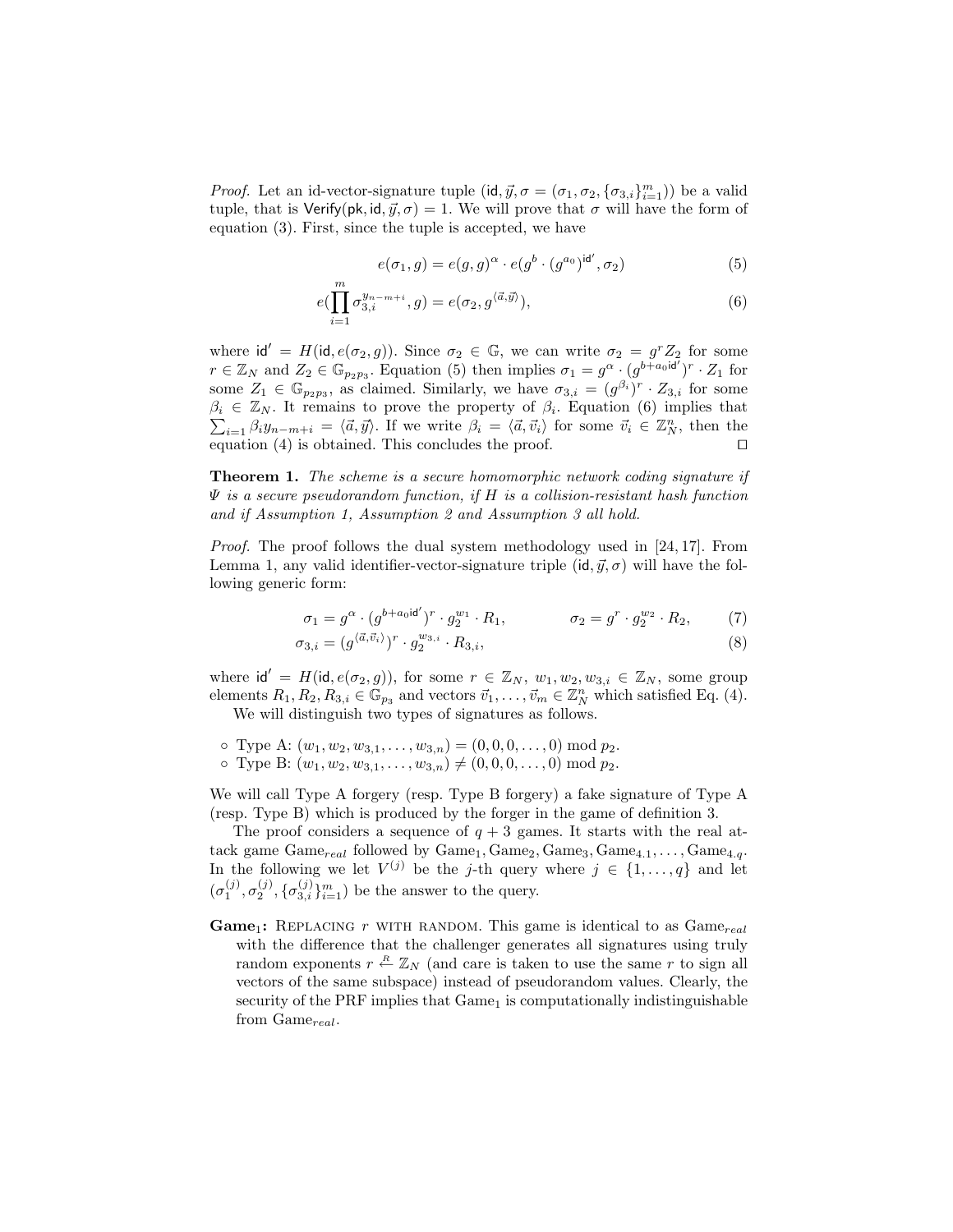*Proof.* Let an id-vector-signature tuple $(\mathsf{id}, \vec{y}, \sigma = (\sigma_1, \sigma_2, \{\sigma_{3,i}\}_{i=1}^m))$ be a valid tuple, that is $\mathsf{Verify}(\mathsf{pk}, \mathsf{id}, \vec{y}, \sigma) = 1$. We will prove that $\sigma$ will have the form of equation (3). First, since the tuple is accepted, we have

$$e(\sigma_1, g) = e(g, g)^{\alpha} \cdot e(g^b \cdot (g^{a_0})^{\mathsf{id}'}, \sigma_2) \tag{5}$$

$$e(\prod_{i=1}^{m} \sigma_{3,i}^{y_{n-m+i}}, g) = e(\sigma_2, g^{\langle \vec{a}, \vec{y} \rangle}), \tag{6}$$

where $\mathsf{id}' = H(\mathsf{id}, e(\sigma_2, g))$. Since $\sigma_2 \in \mathbb{G}$, we can write $\sigma_2 = g^r Z_2$ for some $r \in \mathbb{Z}_N$ and $Z_2 \in \mathbb{G}_{p_2 p_3}$. Equation (5) then implies $\sigma_1 = g^{\alpha} \cdot (g^{b + a_0 \mathsf{id}'})^r \cdot Z_1$ for some $Z_1 \in \mathbb{G}_{p_2 p_3}$, as claimed. Similarly, we have $\sigma_{3,i} = (g^{\beta_i})^r \cdot Z_{3,i}$ for some $\beta_i \in \mathbb{Z}_N$. It remains to prove the property of $\beta_i$. Equation (6) implies that $\sum_{i=1} \beta_i y_{n-m+i} = \langle \vec{a}, \vec{y} \rangle$. If we write $\beta_i = \langle \vec{a}, \vec{v}_i \rangle$ for some $\vec{v}_i \in \mathbb{Z}_N^n$, then the equation (4) is obtained. This concludes the proof. $\square$

**Theorem 1.** *The scheme is a secure homomorphic network coding signature if $\Psi$ is a secure pseudorandom function, if $H$ is a collision-resistant hash function and if Assumption 1, Assumption 2 and Assumption 3 all hold.*

*Proof.* The proof follows the dual system methodology used in [24, 17]. From Lemma 1, any valid identifier-vector-signature triple $(\mathsf{id}, \vec{y}, \sigma)$ will have the following generic form:

$$\sigma_1 = g^{\alpha} \cdot (g^{b + a_0 \mathsf{id}'})^r \cdot g_2^{w_1} \cdot R_1, \qquad \sigma_2 = g^r \cdot g_2^{w_2} \cdot R_2, \tag{7}$$

$$\sigma_{3,i} = (g^{\langle \vec{a}, \vec{v}_i \rangle})^r \cdot g_2^{w_{3,i}} \cdot R_{3,i}, \tag{8}$$

where $\mathsf{id}' = H(\mathsf{id}, e(\sigma_2, g))$, for some $r \in \mathbb{Z}_N$, $w_1, w_2, w_{3,i} \in \mathbb{Z}_N$, some group elements $R_1, R_2, R_{3,i} \in \mathbb{G}_{p_3}$ and vectors $\vec{v}_1, \ldots, \vec{v}_m \in \mathbb{Z}_N^n$ which satisfied Eq. (4).

We will distinguish two types of signatures as follows.

- Type A: $(w_1, w_2, w_{3,1}, \ldots, w_{3,n}) = (0, 0, 0, \ldots, 0) \bmod p_2$.
- Type B: $(w_1, w_2, w_{3,1}, \ldots, w_{3,n}) \neq (0, 0, 0, \ldots, 0) \bmod p_2$.

We will call Type A forgery (resp. Type B forgery) a fake signature of Type A (resp. Type B) which is produced by the forger in the game of definition 3.

The proof considers a sequence of $q + 3$ games. It starts with the real attack game $\text{Game}_{real}$ followed by $\text{Game}_1, \text{Game}_2, \text{Game}_3, \text{Game}_{4.1}, \ldots, \text{Game}_{4.q}$. In the following we let $V^{(j)}$ be the $j$-th query where $j \in \{1, \ldots, q\}$ and let $(\sigma_1^{(j)}, \sigma_2^{(j)}, \{\sigma_{3,i}^{(j)}\}_{i=1}^m)$ be the answer to the query.

**Game$_1$:** Replacing $r$ with random. This game is identical to as $\text{Game}_{real}$ with the difference that the challenger generates all signatures using truly random exponents $r \overset{R}{\leftarrow} \mathbb{Z}_N$ (and care is taken to use the same $r$ to sign all vectors of the same subspace) instead of pseudorandom values. Clearly, the security of the PRF implies that $\text{Game}_1$ is computationally indistinguishable from $\text{Game}_{real}$.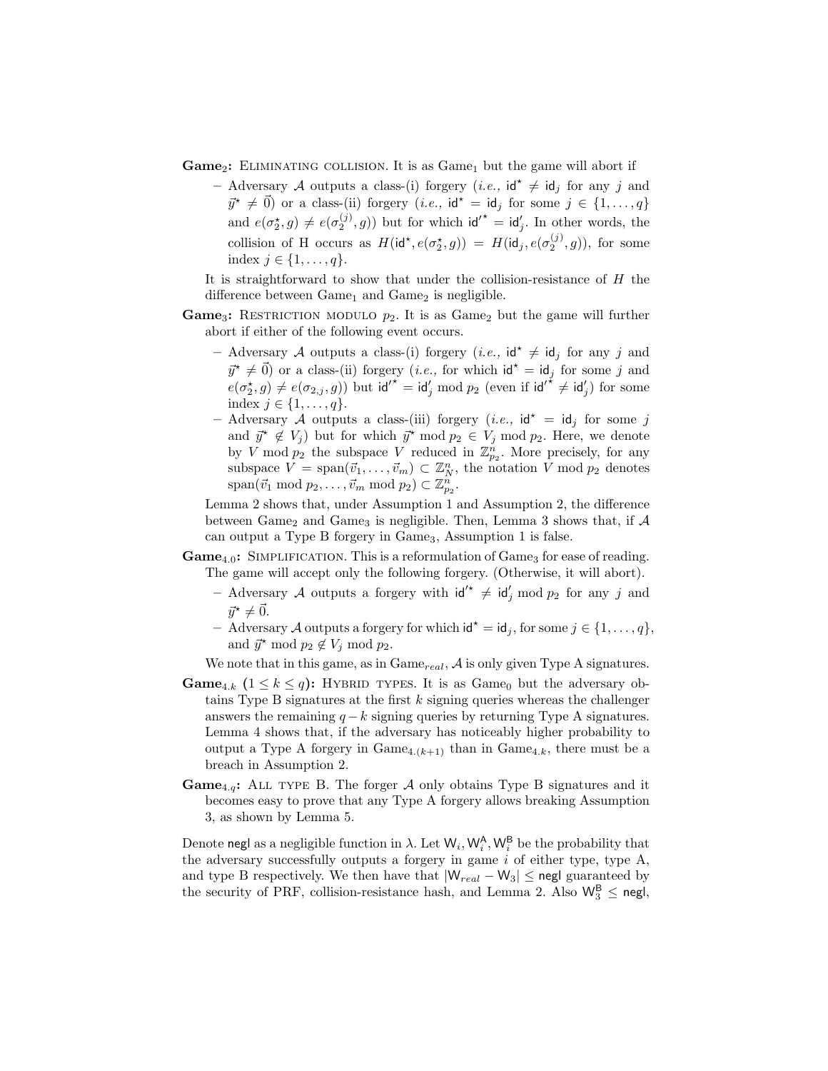**Game$_2$:** Eliminating collision. It is as Game$_1$ but the game will abort if

- Adversary $\mathcal{A}$ outputs a class-(i) forgery (*i.e.,* $\mathsf{id}^\star \neq \mathsf{id}_j$ for any $j$ and $\vec{y}^\star \neq \vec{0}$) or a class-(ii) forgery (*i.e.,* $\mathsf{id}^\star = \mathsf{id}_j$ for some $j \in \{1, \ldots, q\}$ and $e(\sigma_2^\star, g) \neq e(\sigma_2^{(j)}, g)$) but for which $\mathsf{id}'^\star = \mathsf{id}'_j$. In other words, the collision of H occurs as $H(\mathsf{id}^\star, e(\sigma_2^\star, g)) = H(\mathsf{id}_j, e(\sigma_2^{(j)}, g))$, for some index $j \in \{1, \ldots, q\}$.

It is straightforward to show that under the collision-resistance of $H$ the difference between Game$_1$ and Game$_2$ is negligible.

**Game$_3$:** Restriction modulo $p_2$. It is as Game$_2$ but the game will further abort if either of the following event occurs.

- Adversary $\mathcal{A}$ outputs a class-(i) forgery (*i.e.,* $\mathsf{id}^\star \neq \mathsf{id}_j$ for any $j$ and $\vec{y}^\star \neq \vec{0}$) or a class-(ii) forgery (*i.e.,* for which $\mathsf{id}^\star = \mathsf{id}_j$ for some $j$ and $e(\sigma_2^\star, g) \neq e(\sigma_{2,j}, g)$) but $\mathsf{id}'^\star = \mathsf{id}'_j \bmod p_2$ (even if $\mathsf{id}'^\star \neq \mathsf{id}'_j$) for some index $j \in \{1, \ldots, q\}$.
- Adversary $\mathcal{A}$ outputs a class-(iii) forgery (*i.e.,* $\mathsf{id}^\star = \mathsf{id}_j$ for some $j$ and $\vec{y}^\star \notin V_j$) but for which $\vec{y}^\star \bmod p_2 \in V_j \bmod p_2$. Here, we denote by $V \bmod p_2$ the subspace $V$ reduced in $\mathbb{Z}_{p_2}^n$. More precisely, for any subspace $V = \mathrm{span}(\vec{v}_1, \ldots, \vec{v}_m) \subset \mathbb{Z}_N^n$, the notation $V \bmod p_2$ denotes $\mathrm{span}(\vec{v}_1 \bmod p_2, \ldots, \vec{v}_m \bmod p_2) \subset \mathbb{Z}_{p_2}^n$.

Lemma 2 shows that, under Assumption 1 and Assumption 2, the difference between Game$_2$ and Game$_3$ is negligible. Then, Lemma 3 shows that, if $\mathcal{A}$ can output a Type B forgery in Game$_3$, Assumption 1 is false.

**Game$_{4.0}$:** Simplification. This is a reformulation of Game$_3$ for ease of reading. The game will accept only the following forgery. (Otherwise, it will abort).

- Adversary $\mathcal{A}$ outputs a forgery with $\mathsf{id}'^\star \neq \mathsf{id}'_j \bmod p_2$ for any $j$ and $\vec{y}^\star \neq \vec{0}$.
- Adversary $\mathcal{A}$ outputs a forgery for which $\mathsf{id}^\star = \mathsf{id}_j$, for some $j \in \{1, \ldots, q\}$, and $\vec{y}^\star \bmod p_2 \notin V_j \bmod p_2$.

We note that in this game, as in Game$_{real}$, $\mathcal{A}$ is only given Type A signatures.

**Game$_{4.k}$ $(1 \leq k \leq q)$:** Hybrid types. It is as Game$_0$ but the adversary obtains Type B signatures at the first $k$ signing queries whereas the challenger answers the remaining $q-k$ signing queries by returning Type A signatures. Lemma 4 shows that, if the adversary has noticeably higher probability to output a Type A forgery in Game$_{4.(k+1)}$ than in Game$_{4.k}$, there must be a breach in Assumption 2.

**Game$_{4.q}$:** All type B. The forger $\mathcal{A}$ only obtains Type B signatures and it becomes easy to prove that any Type A forgery allows breaking Assumption 3, as shown by Lemma 5.

Denote $\mathsf{negl}$ as a negligible function in $\lambda$. Let $\mathsf{W}_i, \mathsf{W}_i^{\mathsf{A}}, \mathsf{W}_i^{\mathsf{B}}$ be the probability that the adversary successfully outputs a forgery in game $i$ of either type, type A, and type B respectively. We then have that $|\mathsf{W}_{real} - \mathsf{W}_3| \leq \mathsf{negl}$ guaranteed by the security of PRF, collision-resistance hash, and Lemma 2. Also $\mathsf{W}_3^{\mathsf{B}} \leq \mathsf{negl}$,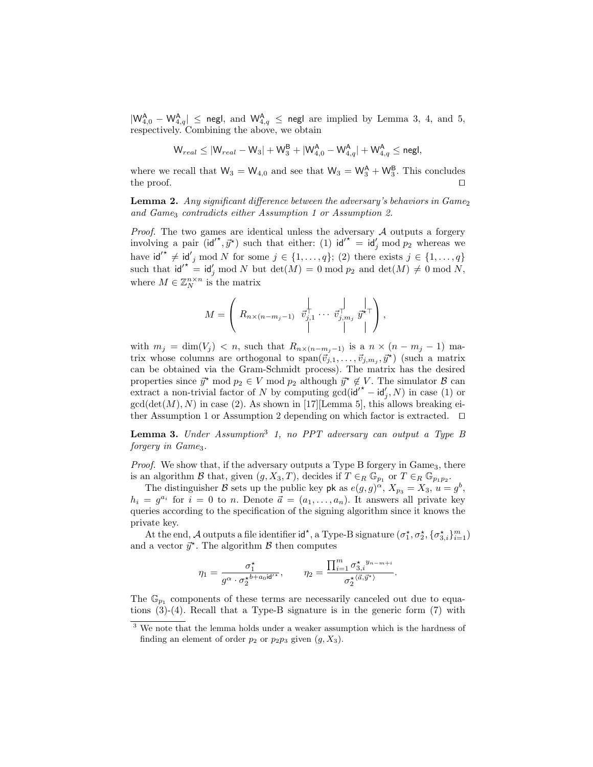$|\mathsf{W}^{\mathsf{A}}_{4,0} - \mathsf{W}^{\mathsf{A}}_{4,q}| \leq \mathsf{negl}$, and $\mathsf{W}^{\mathsf{A}}_{4,q} \leq \mathsf{negl}$ are implied by Lemma 3, 4, and 5, respectively. Combining the above, we obtain

$$\mathsf{W}_{real} \leq |\mathsf{W}_{real} - \mathsf{W}_3| + \mathsf{W}^{\mathsf{B}}_3 + |\mathsf{W}^{\mathsf{A}}_{4,0} - \mathsf{W}^{\mathsf{A}}_{4,q}| + \mathsf{W}^{\mathsf{A}}_{4,q} \leq \mathsf{negl},$$

where we recall that $\mathsf{W}_3 = \mathsf{W}_{4,0}$ and see that $\mathsf{W}_3 = \mathsf{W}^{\mathsf{A}}_3 + \mathsf{W}^{\mathsf{B}}_3$. This concludes the proof. □

**Lemma 2.** *Any significant difference between the adversary's behaviors in Game*$_2$ *and Game*$_3$ *contradicts either Assumption 1 or Assumption 2.*

*Proof.* The two games are identical unless the adversary $\mathcal{A}$ outputs a forgery involving a pair $(\mathsf{id}'^{\star}, \vec{y}^{\star})$ such that either: (1) $\mathsf{id}'^{\star} = \mathsf{id}'_j \bmod p_2$ whereas we have $\mathsf{id}'^{\star} \neq \mathsf{id}'_j \bmod N$ for some $j \in \{1, \ldots, q\}$; (2) there exists $j \in \{1, \ldots, q\}$ such that $\mathsf{id}'^{\star} = \mathsf{id}'_j \bmod N$ but $\det(M) = 0 \bmod p_2$ and $\det(M) \neq 0 \bmod N$, where $M \in \mathbb{Z}_N^{n \times n}$ is the matrix

$$M = \begin{pmatrix} R_{n\times(n-m_j-1)} & \vec{v}_{j,1}^{\top} & \cdots & \vec{v}_{j,m_j}^{\top} & \vec{y}^{\star\top} \end{pmatrix},$$

with $m_j = \dim(V_j) < n$, such that $R_{n\times(n-m_j-1)}$ is a $n \times (n - m_j - 1)$ matrix whose columns are orthogonal to $\mathrm{span}(\vec{v}_{j,1}, \ldots, \vec{v}_{j,m_j}, \vec{y}^{\star})$ (such a matrix can be obtained via the Gram-Schmidt process). The matrix has the desired properties since $\vec{y}^{\star} \bmod p_2 \in V \bmod p_2$ although $\vec{y}^{\star} \notin V$. The simulator $\mathcal{B}$ can extract a non-trivial factor of $N$ by computing $\gcd(\mathsf{id}'^{\star} - \mathsf{id}'_j, N)$ in case (1) or $\gcd(\det(M), N)$ in case (2). As shown in [17][Lemma 5], this allows breaking either Assumption 1 or Assumption 2 depending on which factor is extracted. □

**Lemma 3.** *Under Assumption*[3] *1, no PPT adversary can output a Type B forgery in Game*$_3$.

*Proof.* We show that, if the adversary outputs a Type B forgery in Game$_3$, there is an algorithm $\mathcal{B}$ that, given $(g, X_3, T)$, decides if $T \in_R \mathbb{G}_{p_1}$ or $T \in_R \mathbb{G}_{p_1 p_2}$.

The distinguisher $\mathcal{B}$ sets up the public key $\mathsf{pk}$ as $e(g,g)^{\alpha}$, $X_{p_3} = X_3$, $u = g^b$, $h_i = g^{a_i}$ for $i = 0$ to $n$. Denote $\vec{a} = (a_1, \ldots, a_n)$. It answers all private key queries according to the specification of the signing algorithm since it knows the private key.

At the end, $\mathcal{A}$ outputs a file identifier $\mathsf{id}^{\star}$, a Type-B signature $(\sigma_1^{\star}, \sigma_2^{\star}, \{\sigma_{3,i}^{\star}\}_{i=1}^m)$ and a vector $\vec{y}^{\star}$. The algorithm $\mathcal{B}$ then computes

$$\eta_1 = \frac{\sigma_1^{\star}}{g^{\alpha} \cdot {\sigma_2^{\star}}^{b + a_0 \mathsf{id}'^{\star}}}, \qquad \eta_2 = \frac{\prod_{i=1}^{m} {\sigma_{3,i}^{\star}}^{y_{n-m+i}}}{{\sigma_2^{\star}}^{\langle \vec{a}, \vec{y}^{\star} \rangle}}.$$

The $\mathbb{G}_{p_1}$ components of these terms are necessarily canceled out due to equations (3)-(4). Recall that a Type-B signature is in the generic form (7) with

[3] We note that the lemma holds under a weaker assumption which is the hardness of finding an element of order $p_2$ or $p_2 p_3$ given $(g, X_3)$.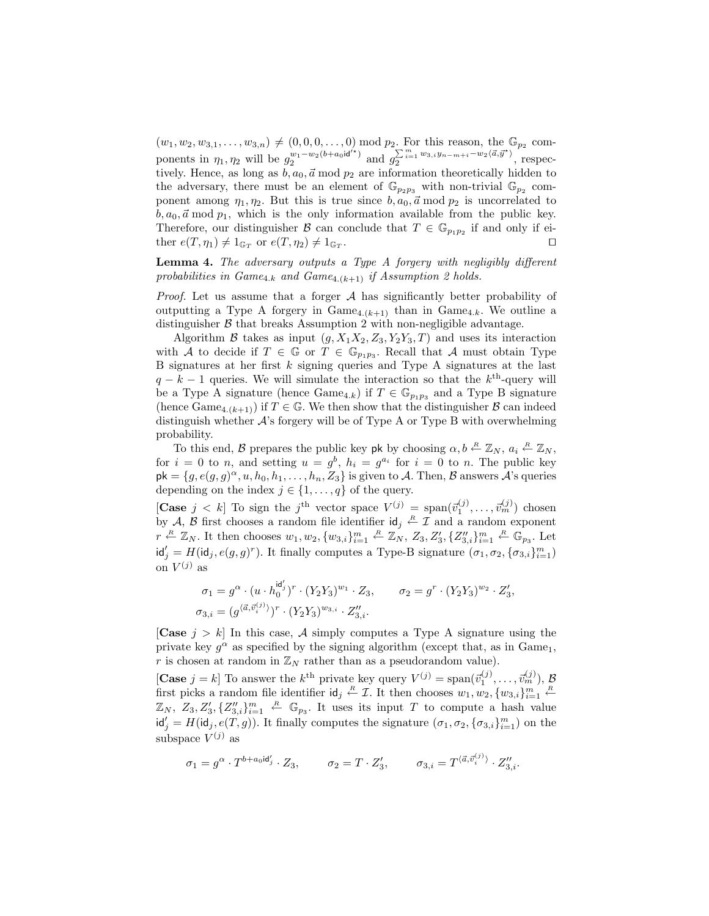$(w_1, w_2, w_{3,1}, \ldots, w_{3,n}) \neq (0, 0, 0, \ldots, 0) \bmod p_2$. For this reason, the $\mathbb{G}_{p_2}$ components in $\eta_1, \eta_2$ will be $g_2^{w_1 - w_2(b + a_0 \mathsf{id}'^\star)}$ and $g_2^{\sum_{i=1}^{m} w_{3,i} y_{n-m+i} - w_2 \langle \vec{a}, \vec{y}^\star \rangle}$, respectively. Hence, as long as $b, a_0, \vec{a} \bmod p_2$ are information theoretically hidden to the adversary, there must be an element of $\mathbb{G}_{p_2 p_3}$ with non-trivial $\mathbb{G}_{p_2}$ component among $\eta_1, \eta_2$. But this is true since $b, a_0, \vec{a} \bmod p_2$ is uncorrelated to $b, a_0, \vec{a} \bmod p_1$, which is the only information available from the public key. Therefore, our distinguisher $\mathcal{B}$ can conclude that $T \in \mathbb{G}_{p_1 p_2}$ if and only if either $e(T, \eta_1) \neq 1_{\mathbb{G}_T}$ or $e(T, \eta_2) \neq 1_{\mathbb{G}_T}$. ◻

**Lemma 4.** *The adversary outputs a Type A forgery with negligibly different probabilities in Game$_{4.k}$ and Game$_{4.(k+1)}$ if Assumption 2 holds.*

*Proof.* Let us assume that a forger $\mathcal{A}$ has significantly better probability of outputting a Type A forgery in Game$_{4.(k+1)}$ than in Game$_{4.k}$. We outline a distinguisher $\mathcal{B}$ that breaks Assumption 2 with non-negligible advantage.

Algorithm $\mathcal{B}$ takes as input $(g, X_1 X_2, Z_3, Y_2 Y_3, T)$ and uses its interaction with $\mathcal{A}$ to decide if $T \in \mathbb{G}$ or $T \in \mathbb{G}_{p_1 p_3}$. Recall that $\mathcal{A}$ must obtain Type B signatures at her first $k$ signing queries and Type A signatures at the last $q - k - 1$ queries. We will simulate the interaction so that the $k^{\text{th}}$-query will be a Type A signature (hence Game$_{4.k}$) if $T \in \mathbb{G}_{p_1 p_3}$ and a Type B signature (hence Game$_{4.(k+1)}$) if $T \in \mathbb{G}$. We then show that the distinguisher $\mathcal{B}$ can indeed distinguish whether $\mathcal{A}$'s forgery will be of Type A or Type B with overwhelming probability.

To this end, $\mathcal{B}$ prepares the public key $\mathsf{pk}$ by choosing $\alpha, b \xleftarrow{R} \mathbb{Z}_N$, $a_i \xleftarrow{R} \mathbb{Z}_N$, for $i = 0$ to $n$, and setting $u = g^b$, $h_i = g^{a_i}$ for $i = 0$ to $n$. The public key $\mathsf{pk} = \{g, e(g,g)^\alpha, u, h_0, h_1, \ldots, h_n, Z_3\}$ is given to $\mathcal{A}$. Then, $\mathcal{B}$ answers $\mathcal{A}$'s queries depending on the index $j \in \{1, \ldots, q\}$ of the query.

[**Case** $j < k$] To sign the $j^{\text{th}}$ vector space $V^{(j)} = \mathrm{span}(\vec{v}_1^{(j)}, \ldots, \vec{v}_m^{(j)})$ chosen by $\mathcal{A}$, $\mathcal{B}$ first chooses a random file identifier $\mathsf{id}_j \xleftarrow{R} \mathcal{I}$ and a random exponent $r \xleftarrow{R} \mathbb{Z}_N$. It then chooses $w_1, w_2, \{w_{3,i}\}_{i=1}^m \xleftarrow{R} \mathbb{Z}_N$, $Z_3, Z_3', \{Z_{3,i}''\}_{i=1}^m \xleftarrow{R} \mathbb{G}_{p_3}$. Let $\mathsf{id}_j' = H(\mathsf{id}_j, e(g,g)^r)$. It finally computes a Type-B signature $(\sigma_1, \sigma_2, \{\sigma_{3,i}\}_{i=1}^m)$ on $V^{(j)}$ as

$$\sigma_1 = g^\alpha \cdot (u \cdot h_0^{\mathsf{id}_j'})^r \cdot (Y_2 Y_3)^{w_1} \cdot Z_3, \qquad \sigma_2 = g^r \cdot (Y_2 Y_3)^{w_2} \cdot Z_3',$$
$$\sigma_{3,i} = (g^{\langle \vec{a}, \vec{v}_i^{(j)} \rangle})^r \cdot (Y_2 Y_3)^{w_{3,i}} \cdot Z_{3,i}''.$$

[**Case** $j > k$] In this case, $\mathcal{A}$ simply computes a Type A signature using the private key $g^\alpha$ as specified by the signing algorithm (except that, as in Game$_1$, $r$ is chosen at random in $\mathbb{Z}_N$ rather than as a pseudorandom value).

[**Case** $j = k$] To answer the $k^{\text{th}}$ private key query $V^{(j)} = \mathrm{span}(\vec{v}_1^{(j)}, \ldots, \vec{v}_m^{(j)})$, $\mathcal{B}$ first picks a random file identifier $\mathsf{id}_j \xleftarrow{R} \mathcal{I}$. It then chooses $w_1, w_2, \{w_{3,i}\}_{i=1}^m \xleftarrow{R} \mathbb{Z}_N$, $Z_3, Z_3', \{Z_{3,i}''\}_{i=1}^m \xleftarrow{R} \mathbb{G}_{p_3}$. It uses its input $T$ to compute a hash value $\mathsf{id}_j' = H(\mathsf{id}_j, e(T, g))$. It finally computes the signature $(\sigma_1, \sigma_2, \{\sigma_{3,i}\}_{i=1}^m)$ on the subspace $V^{(j)}$ as

$$\sigma_1 = g^\alpha \cdot T^{b + a_0 \mathsf{id}_j'} \cdot Z_3, \qquad \sigma_2 = T \cdot Z_3', \qquad \sigma_{3,i} = T^{\langle \vec{a}, \vec{v}_i^{(j)} \rangle} \cdot Z_{3,i}''.$$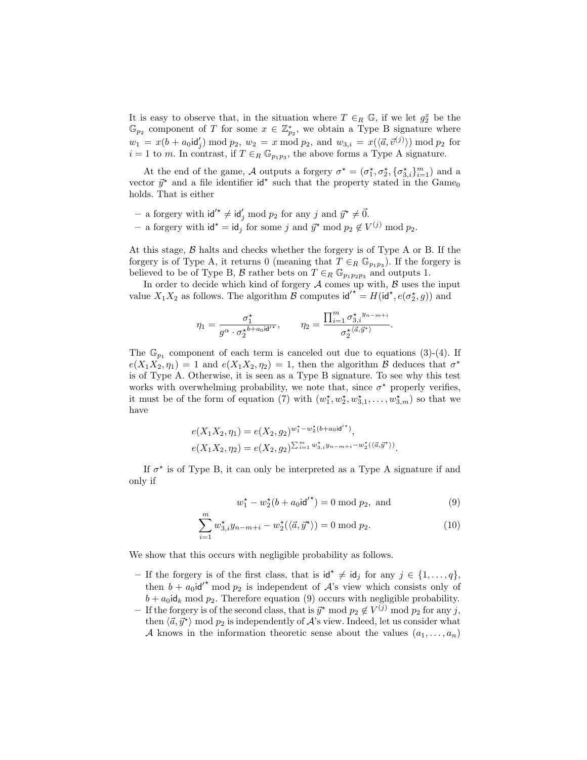It is easy to observe that, in the situation where $T \in_R \mathbb{G}$, if we let $g_2^x$ be the $\mathbb{G}_{p_2}$ component of $T$ for some $x \in \mathbb{Z}_{p_2}^*$, we obtain a Type B signature where $w_1 = x(b + a_0\mathsf{id}'_j) \bmod p_2$, $w_2 = x \bmod p_2$, and $w_{3,i} = x(\langle \vec{a}, \vec{v}^{(j)} \rangle) \bmod p_2$ for $i = 1$ to $m$. In contrast, if $T \in_R \mathbb{G}_{p_1p_3}$, the above forms a Type A signature.

At the end of the game, $\mathcal{A}$ outputs a forgery $\sigma^\star = (\sigma_1^\star, \sigma_2^\star, \{\sigma_{3,i}^\star\}_{i=1}^m)$ and a vector $\vec{y}^\star$ and a file identifier $\mathsf{id}^\star$ such that the property stated in the Game$_0$ holds. That is either

- a forgery with $\mathsf{id}'^\star \neq \mathsf{id}'_j \bmod p_2$ for any $j$ and $\vec{y}^\star \neq \vec{0}$.
- a forgery with $\mathsf{id}^\star = \mathsf{id}_j$ for some $j$ and $\vec{y}^\star \bmod p_2 \notin V^{(j)} \bmod p_2$.

At this stage, $\mathcal{B}$ halts and checks whether the forgery is of Type A or B. If the forgery is of Type A, it returns 0 (meaning that $T \in_R \mathbb{G}_{p_1p_3}$). If the forgery is believed to be of Type B, $\mathcal{B}$ rather bets on $T \in_R \mathbb{G}_{p_1p_2p_3}$ and outputs 1.

In order to decide which kind of forgery $\mathcal{A}$ comes up with, $\mathcal{B}$ uses the input value $X_1X_2$ as follows. The algorithm $\mathcal{B}$ computes $\mathsf{id}'^\star = H(\mathsf{id}^\star, e(\sigma_2^\star, g))$ and

$$\eta_1 = \frac{\sigma_1^\star}{g^\alpha \cdot {\sigma_2^\star}^{b+a_0\mathsf{id}'^\star}}, \qquad \eta_2 = \frac{\prod_{i=1}^m {\sigma_{3,i}^\star}^{y_{n-m+i}}}{{\sigma_2^\star}^{\langle \vec{a}, \vec{y}^\star \rangle}}.$$

The $\mathbb{G}_{p_1}$ component of each term is canceled out due to equations (3)-(4). If $e(X_1X_2, \eta_1) = 1$ and $e(X_1X_2, \eta_2) = 1$, then the algorithm $\mathcal{B}$ deduces that $\sigma^\star$ is of Type A. Otherwise, it is seen as a Type B signature. To see why this test works with overwhelming probability, we note that, since $\sigma^\star$ properly verifies, it must be of the form of equation (7) with $(w_1^\star, w_2^\star, w_{3,1}^\star, \ldots, w_{3,m}^\star)$ so that we have

$$e(X_1X_2, \eta_1) = e(X_2, g_2)^{w_1^\star - w_2^\star(b+a_0\mathsf{id}'^\star)},$$
$$e(X_1X_2, \eta_2) = e(X_2, g_2)^{\sum_{i=1}^m w_{3,i}^\star y_{n-m+i} - w_2^\star(\langle \vec{a}, \vec{y}^\star \rangle)}.$$

If $\sigma^\star$ is of Type B, it can only be interpreted as a Type A signature if and only if

$$w_1^\star - w_2^\star(b + a_0\mathsf{id}'^\star) = 0 \bmod p_2, \text{ and} \tag{9}$$

$$\sum_{i=1}^m w_{3,i}^\star y_{n-m+i} - w_2^\star(\langle \vec{a}, \vec{y}^\star \rangle) = 0 \bmod p_2. \tag{10}$$

We show that this occurs with negligible probability as follows.

- If the forgery is of the first class, that is $\mathsf{id}^\star \neq \mathsf{id}_j$ for any $j \in \{1, \ldots, q\}$, then $b + a_0\mathsf{id}'^\star \bmod p_2$ is independent of $\mathcal{A}$'s view which consists only of $b + a_0\mathsf{id}_k \bmod p_2$. Therefore equation (9) occurs with negligible probability.
- If the forgery is of the second class, that is $\vec{y}^\star \bmod p_2 \notin V^{(j)} \bmod p_2$ for any $j$, then $\langle \vec{a}, \vec{y}^\star \rangle \bmod p_2$ is independently of $\mathcal{A}$'s view. Indeed, let us consider what $\mathcal{A}$ knows in the information theoretic sense about the values $(a_1, \ldots, a_n)$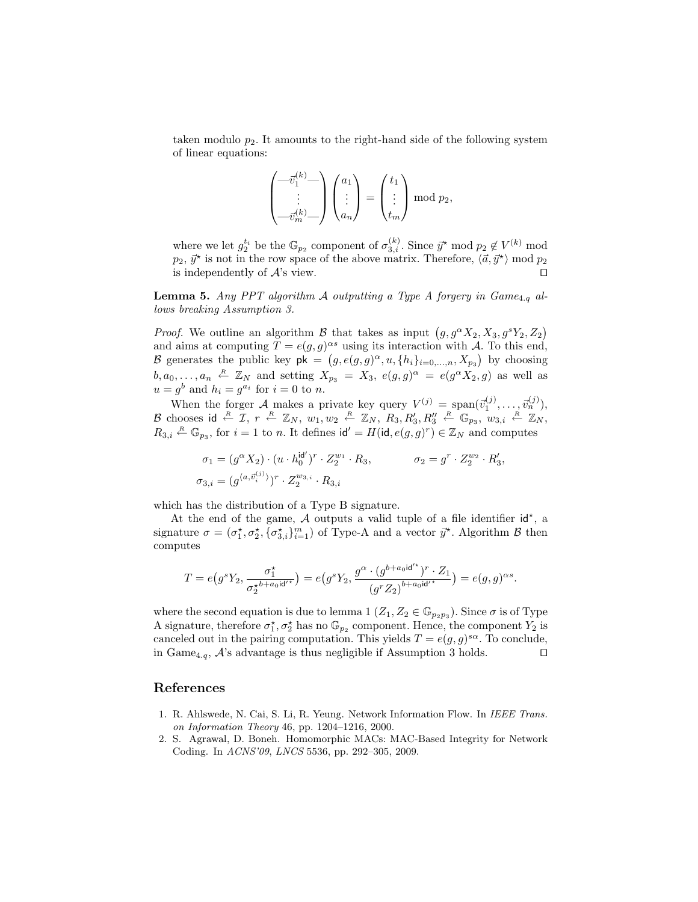taken modulo $p_2$. It amounts to the right-hand side of the following system of linear equations:

$$\begin{pmatrix} —\vec{v}_1^{(k)}— \\ \vdots \\ —\vec{v}_m^{(k)}— \end{pmatrix} \begin{pmatrix} a_1 \\ \vdots \\ a_n \end{pmatrix} = \begin{pmatrix} t_1 \\ \vdots \\ t_m \end{pmatrix} \bmod p_2,$$

where we let $g_2^{t_i}$ be the $\mathbb{G}_{p_2}$ component of $\sigma_{3,i}^{(k)}$. Since $\vec{y}^\star \bmod p_2 \notin V^{(k)} \bmod p_2$, $\vec{y}^\star$ is not in the row space of the above matrix. Therefore, $\langle \vec{a}, \vec{y}^\star \rangle \bmod p_2$ is independently of $\mathcal{A}$'s view. $\square$

**Lemma 5.** *Any PPT algorithm $\mathcal{A}$ outputting a Type A forgery in Game$_{4.q}$ allows breaking Assumption 3.*

*Proof.* We outline an algorithm $\mathcal{B}$ that takes as input $\big(g, g^\alpha X_2, X_3, g^s Y_2, Z_2\big)$ and aims at computing $T = e(g,g)^{\alpha s}$ using its interaction with $\mathcal{A}$. To this end, $\mathcal{B}$ generates the public key $\mathsf{pk} = \big(g, e(g,g)^\alpha, u, \{h_i\}_{i=0,\ldots,n}, X_{p_3}\big)$ by choosing $b, a_0, \ldots, a_n \xleftarrow{R} \mathbb{Z}_N$ and setting $X_{p_3} = X_3$, $e(g,g)^\alpha = e(g^\alpha X_2, g)$ as well as $u = g^b$ and $h_i = g^{a_i}$ for $i = 0$ to $n$.

When the forger $\mathcal{A}$ makes a private key query $V^{(j)} = \operatorname{span}(\vec{v}_1^{(j)}, \ldots, \vec{v}_n^{(j)})$, $\mathcal{B}$ chooses $\mathsf{id} \xleftarrow{R} \mathcal{I}$, $r \xleftarrow{R} \mathbb{Z}_N$, $w_1, w_2 \xleftarrow{R} \mathbb{Z}_N$, $R_3, R_3', R_3'' \xleftarrow{R} \mathbb{G}_{p_3}$, $w_{3,i} \xleftarrow{R} \mathbb{Z}_N$, $R_{3,i} \xleftarrow{R} \mathbb{G}_{p_3}$, for $i = 1$ to $n$. It defines $\mathsf{id}' = H(\mathsf{id}, e(g,g)^r) \in \mathbb{Z}_N$ and computes

$$\sigma_1 = (g^\alpha X_2) \cdot (u \cdot h_0^{\mathsf{id}'})^r \cdot Z_2^{w_1} \cdot R_3, \qquad \sigma_2 = g^r \cdot Z_2^{w_2} \cdot R_3',$$
$$\sigma_{3,i} = (g^{\langle a, \vec{v}_i^{(j)} \rangle})^r \cdot Z_2^{w_{3,i}} \cdot R_{3,i}$$

which has the distribution of a Type B signature.

At the end of the game, $\mathcal{A}$ outputs a valid tuple of a file identifier $\mathsf{id}^\star$, a signature $\sigma = (\sigma_1^\star, \sigma_2^\star, \{\sigma_{3,i}^\star\}_{i=1}^m)$ of Type-A and a vector $\vec{y}^\star$. Algorithm $\mathcal{B}$ then computes

$$T = e\big(g^s Y_2, \frac{\sigma_1^\star}{\sigma_2^{\star\, b + a_0 \mathsf{id}'^\star}}\big) = e\big(g^s Y_2, \frac{g^\alpha \cdot (g^{b + a_0 \mathsf{id}'^\star})^r \cdot Z_1}{(g^r Z_2)^{b + a_0 \mathsf{id}'^\star}}\big) = e(g,g)^{\alpha s}.$$

where the second equation is due to lemma 1 ($Z_1, Z_2 \in \mathbb{G}_{p_2 p_3}$). Since $\sigma$ is of Type A signature, therefore $\sigma_1^\star, \sigma_2^\star$ has no $\mathbb{G}_{p_2}$ component. Hence, the component $Y_2$ is canceled out in the pairing computation. This yields $T = e(g,g)^{s\alpha}$. To conclude, in Game$_{4.q}$, $\mathcal{A}$'s advantage is thus negligible if Assumption 3 holds. $\square$

## References

1. R. Ahlswede, N. Cai, S. Li, R. Yeung. Network Information Flow. In *IEEE Trans. on Information Theory* 46, pp. 1204–1216, 2000.
2. S. Agrawal, D. Boneh. Homomorphic MACs: MAC-Based Integrity for Network Coding. In *ACNS'09*, *LNCS* 5536, pp. 292–305, 2009.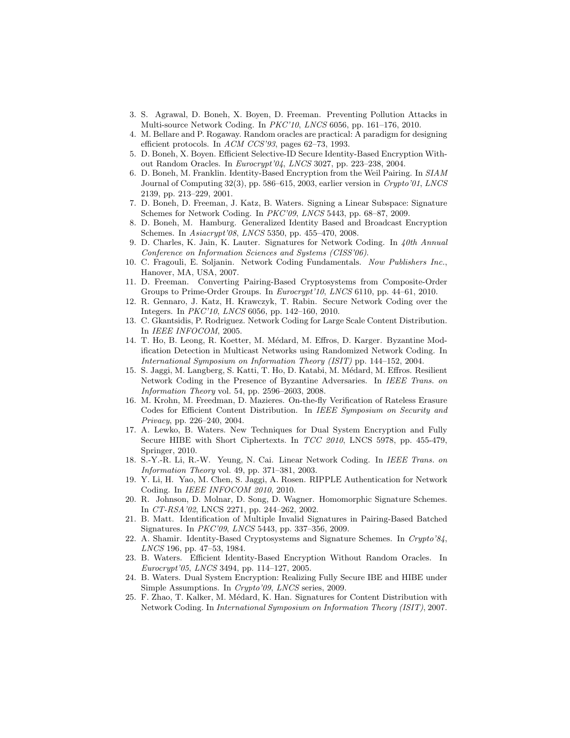3. S. Agrawal, D. Boneh, X. Boyen, D. Freeman. Preventing Pollution Attacks in Multi-source Network Coding. In *PKC'10*, *LNCS* 6056, pp. 161–176, 2010.
4. M. Bellare and P. Rogaway. Random oracles are practical: A paradigm for designing efficient protocols. In *ACM CCS'93*, pages 62–73, 1993.
5. D. Boneh, X. Boyen. Efficient Selective-ID Secure Identity-Based Encryption Without Random Oracles. In *Eurocrypt'04*, *LNCS* 3027, pp. 223–238, 2004.
6. D. Boneh, M. Franklin. Identity-Based Encryption from the Weil Pairing. In *SIAM* Journal of Computing 32(3), pp. 586–615, 2003, earlier version in *Crypto'01*, *LNCS* 2139, pp. 213–229, 2001.
7. D. Boneh, D. Freeman, J. Katz, B. Waters. Signing a Linear Subspace: Signature Schemes for Network Coding. In *PKC'09*, *LNCS* 5443, pp. 68–87, 2009.
8. D. Boneh, M. Hamburg. Generalized Identity Based and Broadcast Encryption Schemes. In *Asiacrypt'08*, *LNCS* 5350, pp. 455–470, 2008.
9. D. Charles, K. Jain, K. Lauter. Signatures for Network Coding. In *40th Annual Conference on Information Sciences and Systems (CISS'06)*.
10. C. Fragouli, E. Soljanin. Network Coding Fundamentals. *Now Publishers Inc.*, Hanover, MA, USA, 2007.
11. D. Freeman. Converting Pairing-Based Cryptosystems from Composite-Order Groups to Prime-Order Groups. In *Eurocrypt'10*, *LNCS* 6110, pp. 44–61, 2010.
12. R. Gennaro, J. Katz, H. Krawczyk, T. Rabin. Secure Network Coding over the Integers. In *PKC'10*, *LNCS* 6056, pp. 142–160, 2010.
13. C. Gkantsidis, P. Rodriguez. Network Coding for Large Scale Content Distribution. In *IEEE INFOCOM*, 2005.
14. T. Ho, B. Leong, R. Koetter, M. Médard, M. Effros, D. Karger. Byzantine Modification Detection in Multicast Networks using Randomized Network Coding. In *International Symposium on Information Theory (ISIT)* pp. 144–152, 2004.
15. S. Jaggi, M. Langberg, S. Katti, T. Ho, D. Katabi, M. Médard, M. Effros. Resilient Network Coding in the Presence of Byzantine Adversaries. In *IEEE Trans. on Information Theory* vol. 54, pp. 2596–2603, 2008.
16. M. Krohn, M. Freedman, D. Mazieres. On-the-fly Verification of Rateless Erasure Codes for Efficient Content Distribution. In *IEEE Symposium on Security and Privacy*, pp. 226–240, 2004.
17. A. Lewko, B. Waters. New Techniques for Dual System Encryption and Fully Secure HIBE with Short Ciphertexts. In *TCC 2010*, LNCS 5978, pp. 455-479, Springer, 2010.
18. S.-Y.-R. Li, R.-W. Yeung, N. Cai. Linear Network Coding. In *IEEE Trans. on Information Theory* vol. 49, pp. 371–381, 2003.
19. Y. Li, H. Yao, M. Chen, S. Jaggi, A. Rosen. RIPPLE Authentication for Network Coding. In *IEEE INFOCOM 2010*, 2010.
20. R. Johnson, D. Molnar, D. Song, D. Wagner. Homomorphic Signature Schemes. In *CT-RSA'02*, LNCS 2271, pp. 244–262, 2002.
21. B. Matt. Identification of Multiple Invalid Signatures in Pairing-Based Batched Signatures. In *PKC'09*, *LNCS* 5443, pp. 337–356, 2009.
22. A. Shamir. Identity-Based Cryptosystems and Signature Schemes. In *Crypto'84*, *LNCS* 196, pp. 47–53, 1984.
23. B. Waters. Efficient Identity-Based Encryption Without Random Oracles. In *Eurocrypt'05*, *LNCS* 3494, pp. 114–127, 2005.
24. B. Waters. Dual System Encryption: Realizing Fully Secure IBE and HIBE under Simple Assumptions. In *Crypto'09*, *LNCS* series, 2009.
25. F. Zhao, T. Kalker, M. Médard, K. Han. Signatures for Content Distribution with Network Coding. In *International Symposium on Information Theory (ISIT)*, 2007.